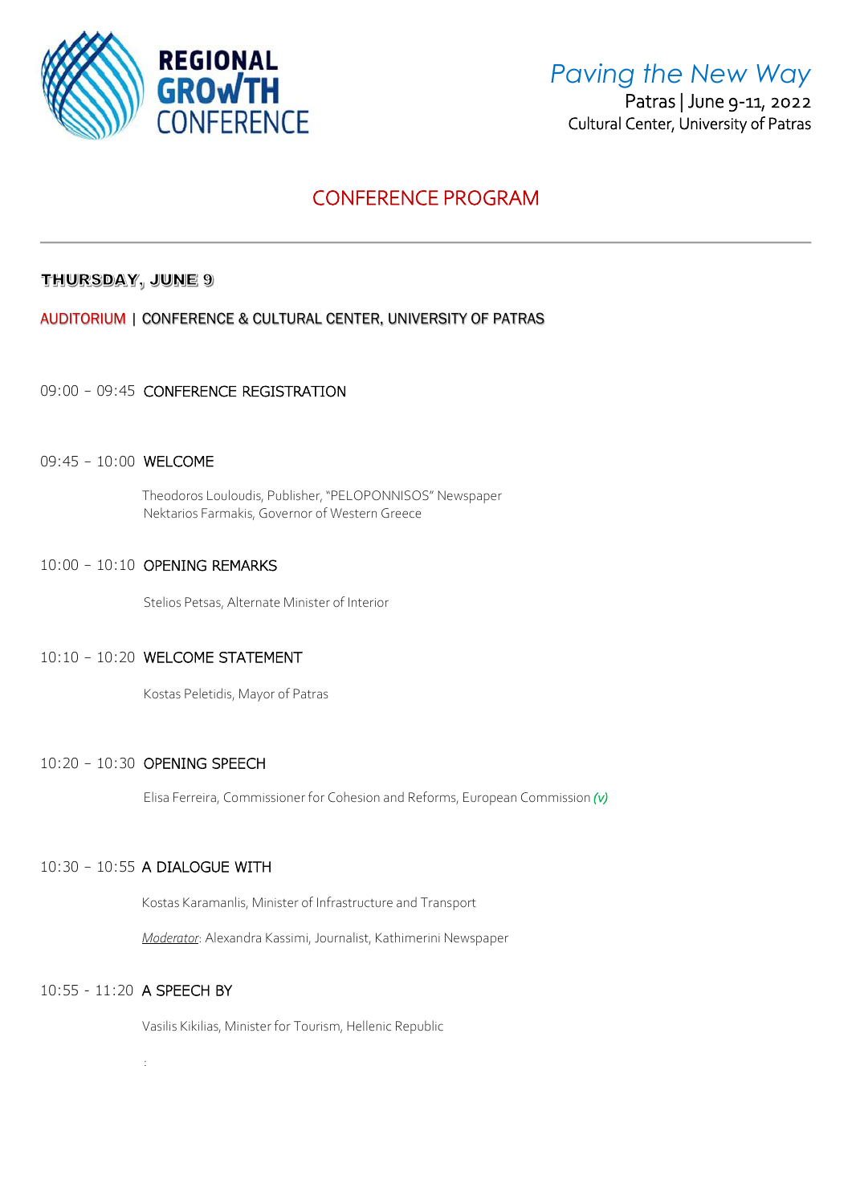**REGIONAL GROWTH CONFERENCE**

*Paving the New Way*

Patras | June 9-11, 2022

Cultural Center, University of Patras

# CONFERENCE PROGRAM

## THURSDAY, JUNE 9

AUDITORIUM | CONFERENCE & CULTURAL CENTER, UNIVERSITY OF PATRAS

09:00 – 09:45 CONFERENCE REGISTRATION

09:45 – 10:00 WELCOME

Theodoros Louloudis, Publisher, "PELOPONNISOS" Newspaper
Nektarios Farmakis, Governor of Western Greece

10:00 – 10:10 OPENING REMARKS

Stelios Petsas, Alternate Minister of Interior

10:10 – 10:20 WELCOME STATEMENT

Kostas Peletidis, Mayor of Patras

10:20 – 10:30 OPENING SPEECH

Elisa Ferreira, Commissioner for Cohesion and Reforms, European Commission *(v)*

10:30 – 10:55 A DIALOGUE WITH

Kostas Karamanlis, Minister of Infrastructure and Transport

*Moderator*: Alexandra Kassimi, Journalist, Kathimerini Newspaper

10:55 - 11:20 A SPEECH BY

Vasilis Kikilias, Minister for Tourism, Hellenic Republic

: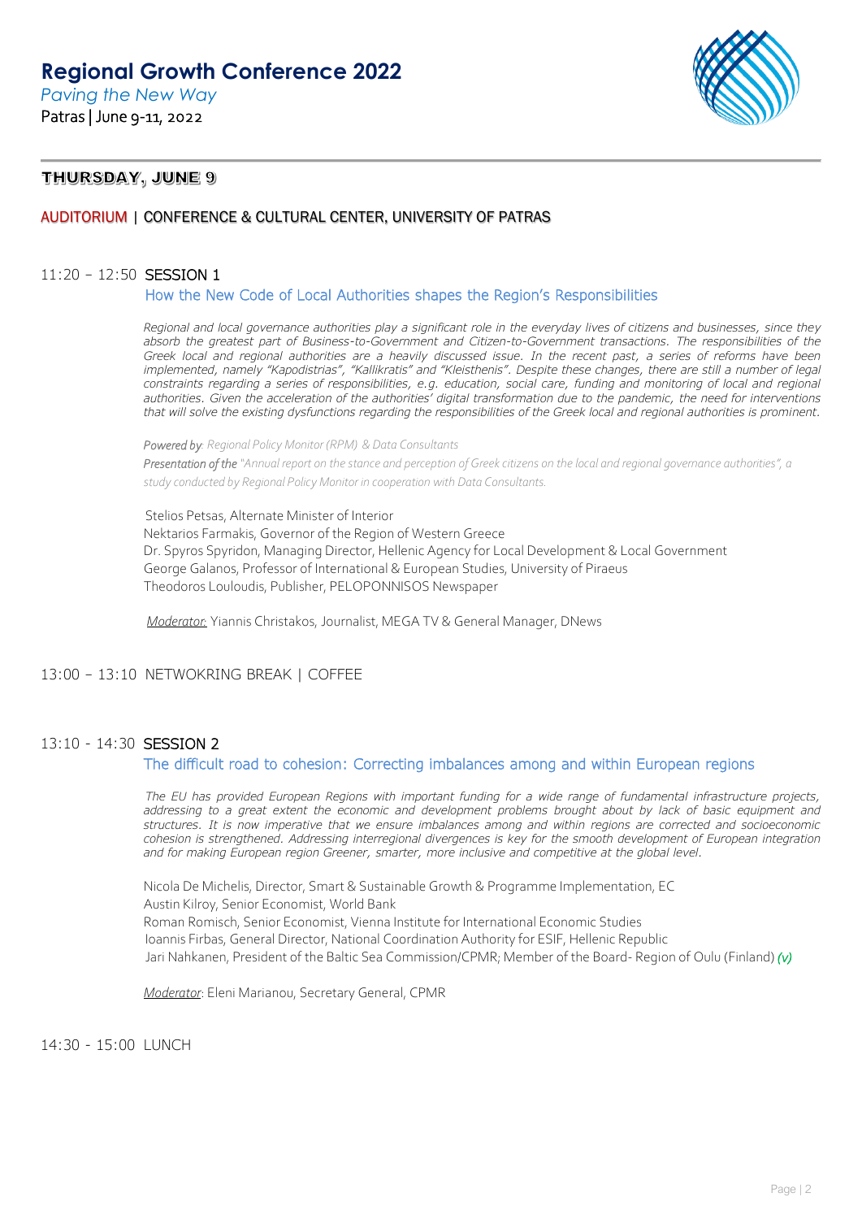# Regional Growth Conference 2022

*Paving the New Way*

Patras | June 9-11, 2022

## THURSDAY, JUNE 9

### AUDITORIUM | CONFERENCE & CULTURAL CENTER, UNIVERSITY OF PATRAS

**11:20 – 12:50 SESSION 1**

**How the New Code of Local Authorities shapes the Region's Responsibilities**

*Regional and local governance authorities play a significant role in the everyday lives of citizens and businesses, since they absorb the greatest part of Business-to-Government and Citizen-to-Government transactions. The responsibilities of the Greek local and regional authorities are a heavily discussed issue. In the recent past, a series of reforms have been implemented, namely "Kapodistrias", "Kallikratis" and "Kleisthenis". Despite these changes, there are still a number of legal constraints regarding a series of responsibilities, e.g. education, social care, funding and monitoring of local and regional authorities. Given the acceleration of the authorities' digital transformation due to the pandemic, the need for interventions that will solve the existing dysfunctions regarding the responsibilities of the Greek local and regional authorities is prominent.*

*Powered by: Regional Policy Monitor (RPM) & Data Consultants*

*Presentation of the "Annual report on the stance and perception of Greek citizens on the local and regional governance authorities", a study conducted by Regional Policy Monitor in cooperation with Data Consultants.*

Stelios Petsas, Alternate Minister of Interior
Nektarios Farmakis, Governor of the Region of Western Greece
Dr. Spyros Spyridon, Managing Director, Hellenic Agency for Local Development & Local Government
George Galanos, Professor of International & European Studies, University of Piraeus
Theodoros Louloudis, Publisher, PELOPONNISOS Newspaper

*Moderator:* Yiannis Christakos, Journalist, MEGA TV & General Manager, DNews

**13:00 – 13:10 NETWOKRING BREAK | COFFEE**

**13:10 - 14:30 SESSION 2**

**The difficult road to cohesion: Correcting imbalances among and within European regions**

*The EU has provided European Regions with important funding for a wide range of fundamental infrastructure projects, addressing to a great extent the economic and development problems brought about by lack of basic equipment and structures. It is now imperative that we ensure imbalances among and within regions are corrected and socioeconomic cohesion is strengthened. Addressing interregional divergences is key for the smooth development of European integration and for making European region Greener, smarter, more inclusive and competitive at the global level.*

Nicola De Michelis, Director, Smart & Sustainable Growth & Programme Implementation, EC
Austin Kilroy, Senior Economist, World Bank
Roman Romisch, Senior Economist, Vienna Institute for International Economic Studies
Ioannis Firbas, General Director, National Coordination Authority for ESIF, Hellenic Republic
Jari Nahkanen, President of the Baltic Sea Commission/CPMR; Member of the Board- Region of Oulu (Finland) *(v)*

*Moderator*: Eleni Marianou, Secretary General, CPMR

**14:30 - 15:00 LUNCH**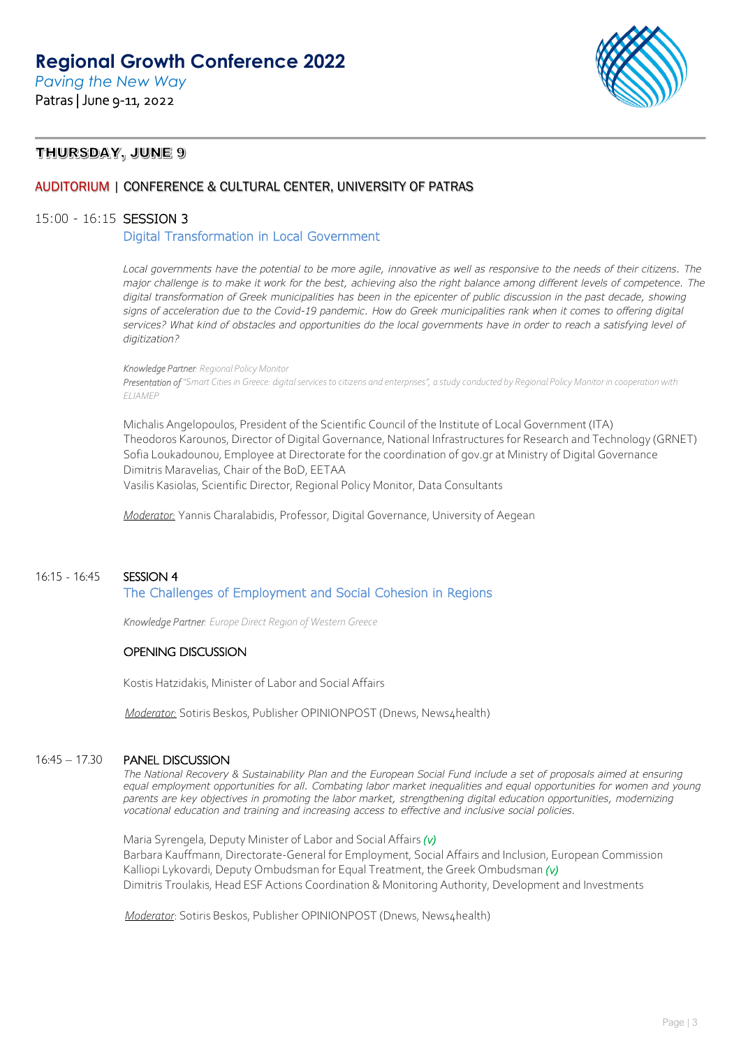# Regional Growth Conference 2022

*Paving the New Way*

Patras | June 9-11, 2022

## THURSDAY, JUNE 9

### AUDITORIUM | CONFERENCE & CULTURAL CENTER, UNIVERSITY OF PATRAS

**15:00 - 16:15 SESSION 3**

**Digital Transformation in Local Government**

*Local governments have the potential to be more agile, innovative as well as responsive to the needs of their citizens. The major challenge is to make it work for the best, achieving also the right balance among different levels of competence. The digital transformation of Greek municipalities has been in the epicenter of public discussion in the past decade, showing signs of acceleration due to the Covid-19 pandemic. How do Greek municipalities rank when it comes to offering digital services? What kind of obstacles and opportunities do the local governments have in order to reach a satisfying level of digitization?*

***Knowledge Partner**: Regional Policy Monitor*

***Presentation of** "Smart Cities in Greece: digital services to citizens and enterprises", a study conducted by Regional Policy Monitor in cooperation with ELIAMEP*

Michalis Angelopoulos, President of the Scientific Council of the Institute of Local Government (ITA)
Theodoros Karounos, Director of Digital Governance, National Infrastructures for Research and Technology (GRNET)
Sofia Loukadounou, Employee at Directorate for the coordination of gov.gr at Ministry of Digital Governance
Dimitris Maravelias, Chair of the BoD, EETAA
Vasilis Kasiolas, Scientific Director, Regional Policy Monitor, Data Consultants

Moderator: Yannis Charalabidis, Professor, Digital Governance, University of Aegean

**16:15 - 16:45 SESSION 4**

**The Challenges of Employment and Social Cohesion in Regions**

***Knowledge Partner**: Europe Direct Region of Western Greece*

**OPENING DISCUSSION**

Kostis Hatzidakis, Minister of Labor and Social Affairs

Moderator: Sotiris Beskos, Publisher OPINIONPOST (Dnews, News4health)

**16:45 – 17.30 PANEL DISCUSSION**

*The National Recovery & Sustainability Plan and the European Social Fund include a set of proposals aimed at ensuring equal employment opportunities for all. Combating labor market inequalities and equal opportunities for women and young parents are key objectives in promoting the labor market, strengthening digital education opportunities, modernizing vocational education and training and increasing access to effective and inclusive social policies.*

Maria Syrengela, Deputy Minister of Labor and Social Affairs *(v)*
Barbara Kauffmann, Directorate-General for Employment, Social Affairs and Inclusion, European Commission
Kalliopi Lykovardi, Deputy Ombudsman for Equal Treatment, the Greek Ombudsman *(v)*
Dimitris Troulakis, Head ESF Actions Coordination & Monitoring Authority, Development and Investments

Moderator: Sotiris Beskos, Publisher OPINIONPOST (Dnews, News4health)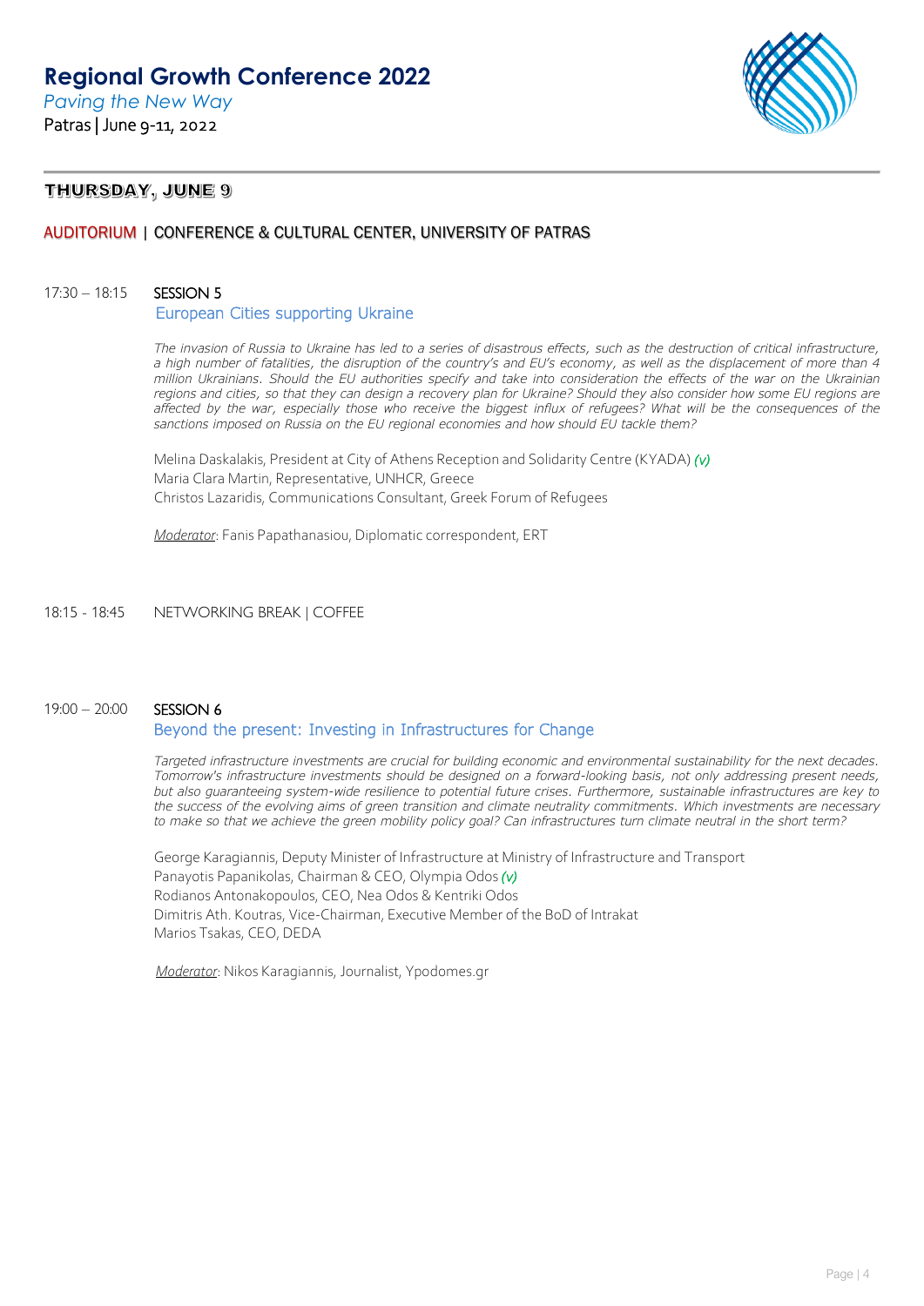# Regional Growth Conference 2022

*Paving the New Way*

Patras | June 9-11, 2022

## THURSDAY, JUNE 9

### AUDITORIUM | CONFERENCE & CULTURAL CENTER, UNIVERSITY OF PATRAS

17:30 – 18:15 **SESSION 5**

**European Cities supporting Ukraine**

*The invasion of Russia to Ukraine has led to a series of disastrous effects, such as the destruction of critical infrastructure, a high number of fatalities, the disruption of the country's and EU's economy, as well as the displacement of more than 4 million Ukrainians. Should the EU authorities specify and take into consideration the effects of the war on the Ukrainian regions and cities, so that they can design a recovery plan for Ukraine? Should they also consider how some EU regions are affected by the war, especially those who receive the biggest influx of refugees? What will be the consequences of the sanctions imposed on Russia on the EU regional economies and how should EU tackle them?*

Melina Daskalakis, President at City of Athens Reception and Solidarity Centre (KYADA) *(v)*
Maria Clara Martin, Representative, UNHCR, Greece
Christos Lazaridis, Communications Consultant, Greek Forum of Refugees

*Moderator*: Fanis Papathanasiou, Diplomatic correspondent, ERT

18:15 - 18:45 NETWORKING BREAK | COFFEE

19:00 – 20:00 **SESSION 6**

**Beyond the present: Investing in Infrastructures for Change**

*Targeted infrastructure investments are crucial for building economic and environmental sustainability for the next decades. Tomorrow's infrastructure investments should be designed on a forward-looking basis, not only addressing present needs, but also guaranteeing system-wide resilience to potential future crises. Furthermore, sustainable infrastructures are key to the success of the evolving aims of green transition and climate neutrality commitments. Which investments are necessary to make so that we achieve the green mobility policy goal? Can infrastructures turn climate neutral in the short term?*

George Karagiannis, Deputy Minister of Infrastructure at Ministry of Infrastructure and Transport
Panayotis Papanikolas, Chairman & CEO, Olympia Odos *(v)*
Rodianos Antonakopoulos, CEO, Nea Odos & Kentriki Odos
Dimitris Ath. Koutras, Vice-Chairman, Executive Member of the BoD of Intrakat
Marios Tsakas, CEO, DEDA

*Moderator*: Nikos Karagiannis, Journalist, Ypodomes.gr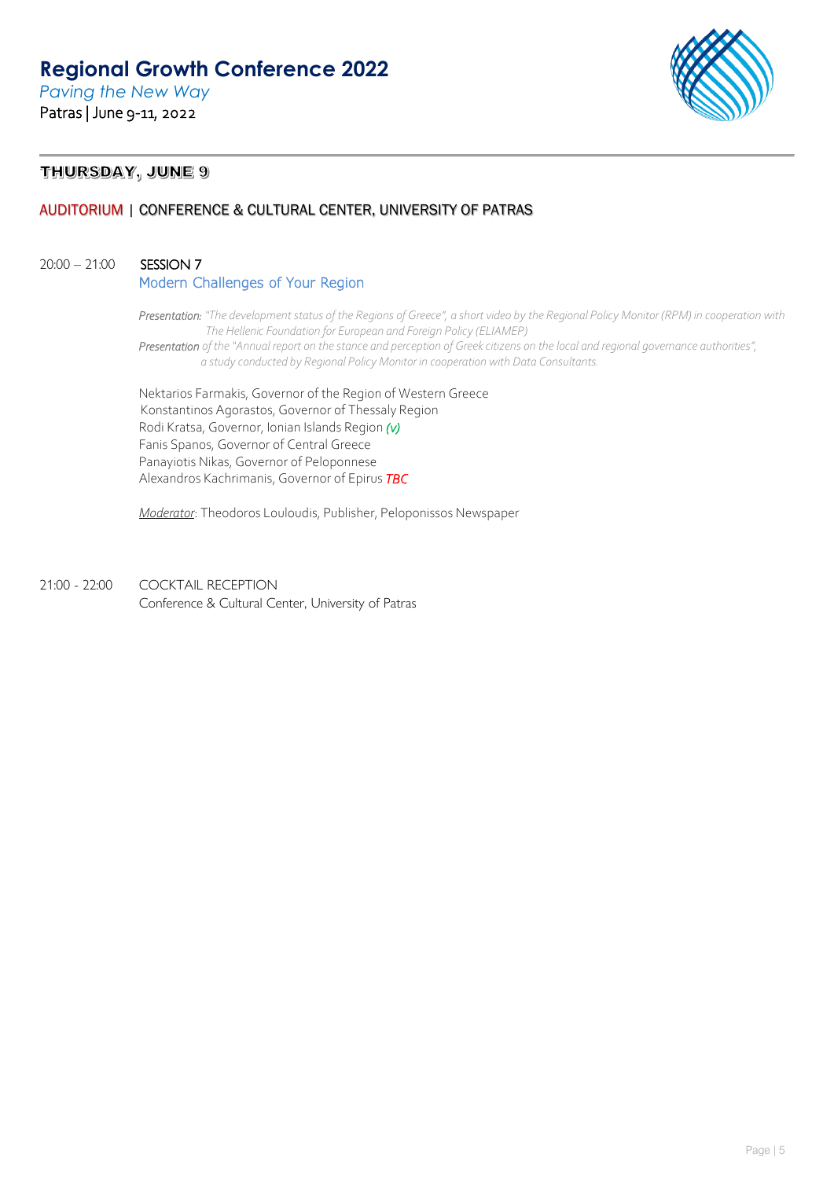# Regional Growth Conference 2022

*Paving the New Way*

Patras | June 9-11, 2022

## THURSDAY, JUNE 9

### AUDITORIUM | CONFERENCE & CULTURAL CENTER, UNIVERSITY OF PATRAS

20:00 – 21:00 **SESSION 7**

**Modern Challenges of Your Region**

*Presentation: "The development status of the Regions of Greece", a short video by the Regional Policy Monitor (RPM) in cooperation with The Hellenic Foundation for European and Foreign Policy (ELIAMEP)*

*Presentation of the "Annual report on the stance and perception of Greek citizens on the local and regional governance authorities", a study conducted by Regional Policy Monitor in cooperation with Data Consultants.*

Nektarios Farmakis, Governor of the Region of Western Greece
Konstantinos Agorastos, Governor of Thessaly Region
Rodi Kratsa, Governor, Ionian Islands Region *(v)*
Fanis Spanos, Governor of Central Greece
Panayiotis Nikas, Governor of Peloponnese
Alexandros Kachrimanis, Governor of Epirus *TBC*

*Moderator*: Theodoros Louloudis, Publisher, Peloponissos Newspaper

21:00 - 22:00 COCKTAIL RECEPTION
Conference & Cultural Center, University of Patras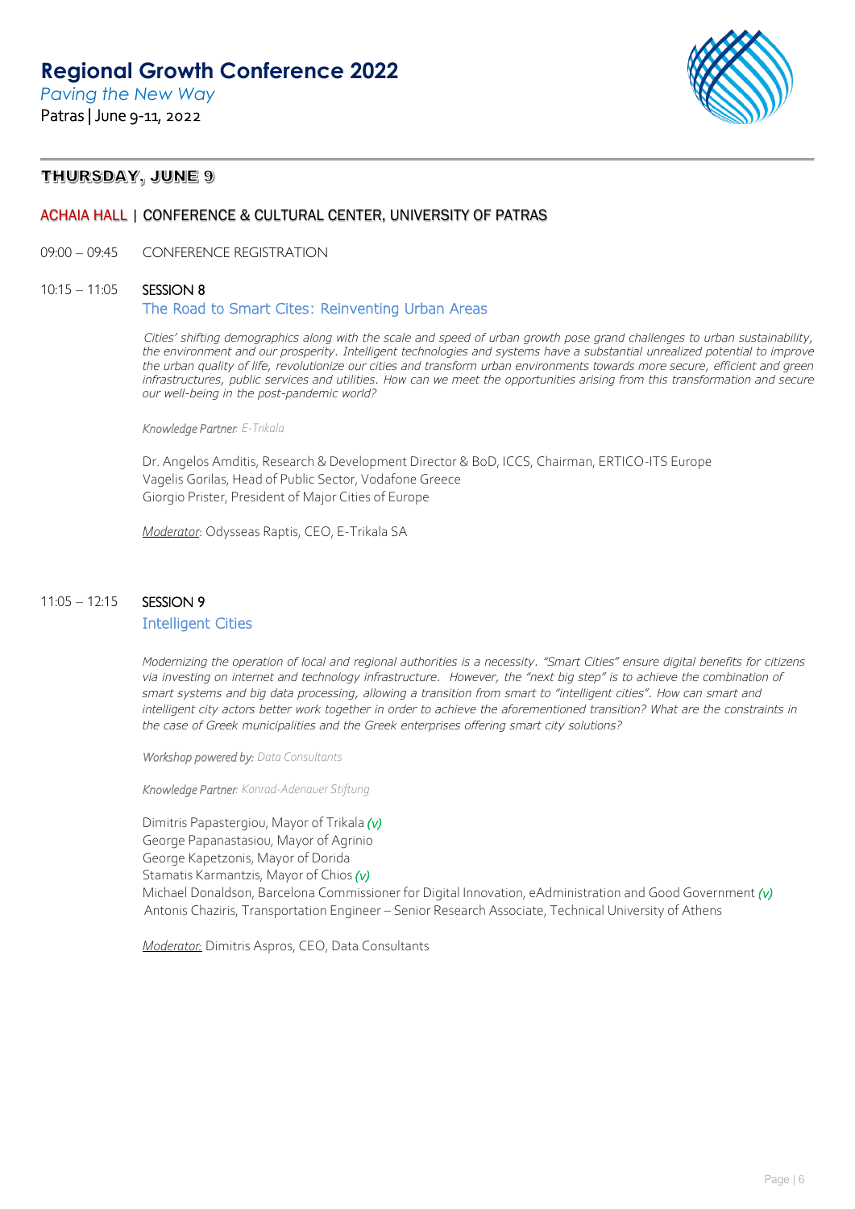# Regional Growth Conference 2022

*Paving the New Way*

Patras | June 9-11, 2022

## THURSDAY, JUNE 9

### ACHAIA HALL | CONFERENCE & CULTURAL CENTER, UNIVERSITY OF PATRAS

09:00 – 09:45 CONFERENCE REGISTRATION

10:15 – 11:05 **SESSION 8**

**The Road to Smart Cites: Reinventing Urban Areas**

*Cities' shifting demographics along with the scale and speed of urban growth pose grand challenges to urban sustainability, the environment and our prosperity. Intelligent technologies and systems have a substantial unrealized potential to improve the urban quality of life, revolutionize our cities and transform urban environments towards more secure, efficient and green infrastructures, public services and utilities. How can we meet the opportunities arising from this transformation and secure our well-being in the post-pandemic world?*

*Knowledge Partner: E-Trikala*

Dr. Angelos Amditis, Research & Development Director & BoD, ICCS, Chairman, ERTICO-ITS Europe
Vagelis Gorilas, Head of Public Sector, Vodafone Greece
Giorgio Prister, President of Major Cities of Europe

*Moderator*: Odysseas Raptis, CEO, E-Trikala SA

11:05 – 12:15 **SESSION 9**

**Intelligent Cities**

*Modernizing the operation of local and regional authorities is a necessity. "Smart Cities" ensure digital benefits for citizens via investing on internet and technology infrastructure. However, the "next big step" is to achieve the combination of smart systems and big data processing, allowing a transition from smart to "intelligent cities". How can smart and intelligent city actors better work together in order to achieve the aforementioned transition? What are the constraints in the case of Greek municipalities and the Greek enterprises offering smart city solutions?*

*Workshop powered by: Data Consultants*

*Knowledge Partner: Konrad-Adenauer Stiftung*

Dimitris Papastergiou, Mayor of Trikala *(v)*
George Papanastasiou, Mayor of Agrinio
George Kapetzonis, Mayor of Dorida
Stamatis Karmantzis, Mayor of Chios *(v)*
Michael Donaldson, Barcelona Commissioner for Digital Innovation, eAdministration and Good Government *(v)*
Antonis Chaziris, Transportation Engineer – Senior Research Associate, Technical University of Athens

*Moderator:* Dimitris Aspros, CEO, Data Consultants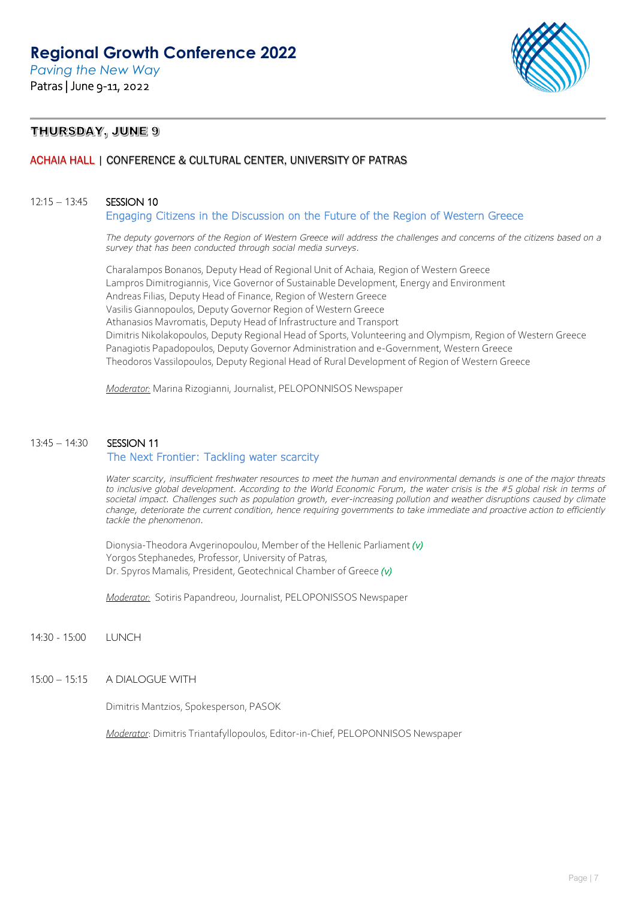## THURSDAY, JUNE 9

### ACHAIA HALL | CONFERENCE & CULTURAL CENTER, UNIVERSITY OF PATRAS

12:15 – 13:45 **SESSION 10**

**Engaging Citizens in the Discussion on the Future of the Region of Western Greece**

*The deputy governors of the Region of Western Greece will address the challenges and concerns of the citizens based on a survey that has been conducted through social media surveys.*

Charalampos Bonanos, Deputy Head of Regional Unit of Achaia, Region of Western Greece
Lampros Dimitrogiannis, Vice Governor of Sustainable Development, Energy and Environment
Andreas Filias, Deputy Head of Finance, Region of Western Greece
Vasilis Giannopoulos, Deputy Governor Region of Western Greece
Athanasios Mavromatis, Deputy Head of Infrastructure and Transport
Dimitris Nikolakopoulos, Deputy Regional Head of Sports, Volunteering and Olympism, Region of Western Greece
Panagiotis Papadopoulos, Deputy Governor Administration and e-Government, Western Greece
Theodoros Vassilopoulos, Deputy Regional Head of Rural Development of Region of Western Greece

*Moderator:* Marina Rizogianni, Journalist, PELOPONNISOS Newspaper

13:45 – 14:30 **SESSION 11**

**The Next Frontier: Tackling water scarcity**

*Water scarcity, insufficient freshwater resources to meet the human and environmental demands is one of the major threats to inclusive global development. According to the World Economic Forum, the water crisis is the #5 global risk in terms of societal impact. Challenges such as population growth, ever-increasing pollution and weather disruptions caused by climate change, deteriorate the current condition, hence requiring governments to take immediate and proactive action to efficiently tackle the phenomenon.*

Dionysia-Theodora Avgerinopoulou, Member of the Hellenic Parliament *(v)*
Yorgos Stephanedes, Professor, University of Patras,
Dr. Spyros Mamalis, President, Geotechnical Chamber of Greece *(v)*

*Moderator:* Sotiris Papandreou, Journalist, PELOPONISSOS Newspaper

14:30 - 15:00 LUNCH

15:00 – 15:15 A DIALOGUE WITH

Dimitris Mantzios, Spokesperson, PASOK

*Moderator*: Dimitris Triantafyllopoulos, Editor-in-Chief, PELOPONNISOS Newspaper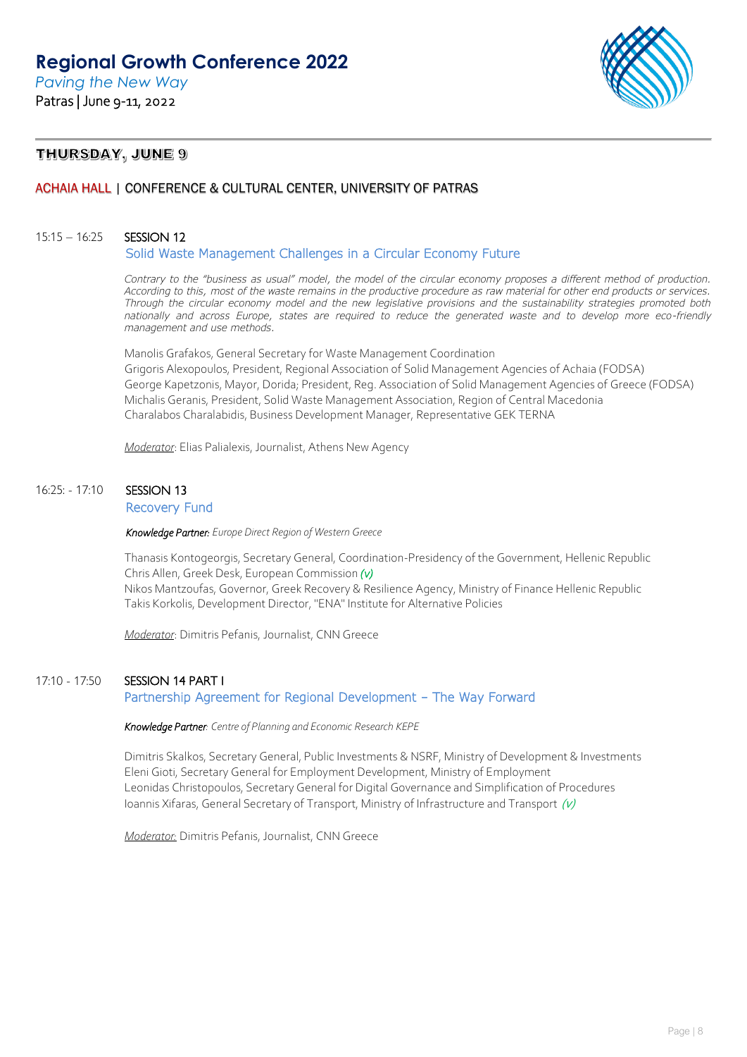# Regional Growth Conference 2022

*Paving the New Way*

Patras | June 9-11, 2022

## THURSDAY, JUNE 9

### ACHAIA HALL | CONFERENCE & CULTURAL CENTER, UNIVERSITY OF PATRAS

15:15 – 16:25 **SESSION 12**

**Solid Waste Management Challenges in a Circular Economy Future**

*Contrary to the "business as usual" model, the model of the circular economy proposes a different method of production. According to this, most of the waste remains in the productive procedure as raw material for other end products or services. Through the circular economy model and the new legislative provisions and the sustainability strategies promoted both nationally and across Europe, states are required to reduce the generated waste and to develop more eco-friendly management and use methods.*

Manolis Grafakos, General Secretary for Waste Management Coordination
Grigoris Alexopoulos, President, Regional Association of Solid Management Agencies of Achaia (FODSA)
George Kapetzonis, Mayor, Dorida; President, Reg. Association of Solid Management Agencies of Greece (FODSA)
Michalis Geranis, President, Solid Waste Management Association, Region of Central Macedonia
Charalabos Charalabidis, Business Development Manager, Representative GEK TERNA

*Moderator*: Elias Palialexis, Journalist, Athens New Agency

16:25: - 17:10 **SESSION 13**

**Recovery Fund**

**Knowledge Partner:** *Europe Direct Region of Western Greece*

Thanasis Kontogeorgis, Secretary General, Coordination-Presidency of the Government, Hellenic Republic
Chris Allen, Greek Desk, European Commission *(v)*
Nikos Mantzoufas, Governor, Greek Recovery & Resilience Agency, Ministry of Finance Hellenic Republic
Takis Korkolis, Development Director, "ENA" Institute for Alternative Policies

*Moderator*: Dimitris Pefanis, Journalist, CNN Greece

17:10 - 17:50 **SESSION 14 PART I**

**Partnership Agreement for Regional Development – The Way Forward**

**Knowledge Partner**: *Centre of Planning and Economic Research KEPE*

Dimitris Skalkos, Secretary General, Public Investments & NSRF, Ministry of Development & Investments
Eleni Gioti, Secretary General for Employment Development, Ministry of Employment
Leonidas Christopoulos, Secretary General for Digital Governance and Simplification of Procedures
Ioannis Xifaras, General Secretary of Transport, Ministry of Infrastructure and Transport *(v)*

*Moderator:* Dimitris Pefanis, Journalist, CNN Greece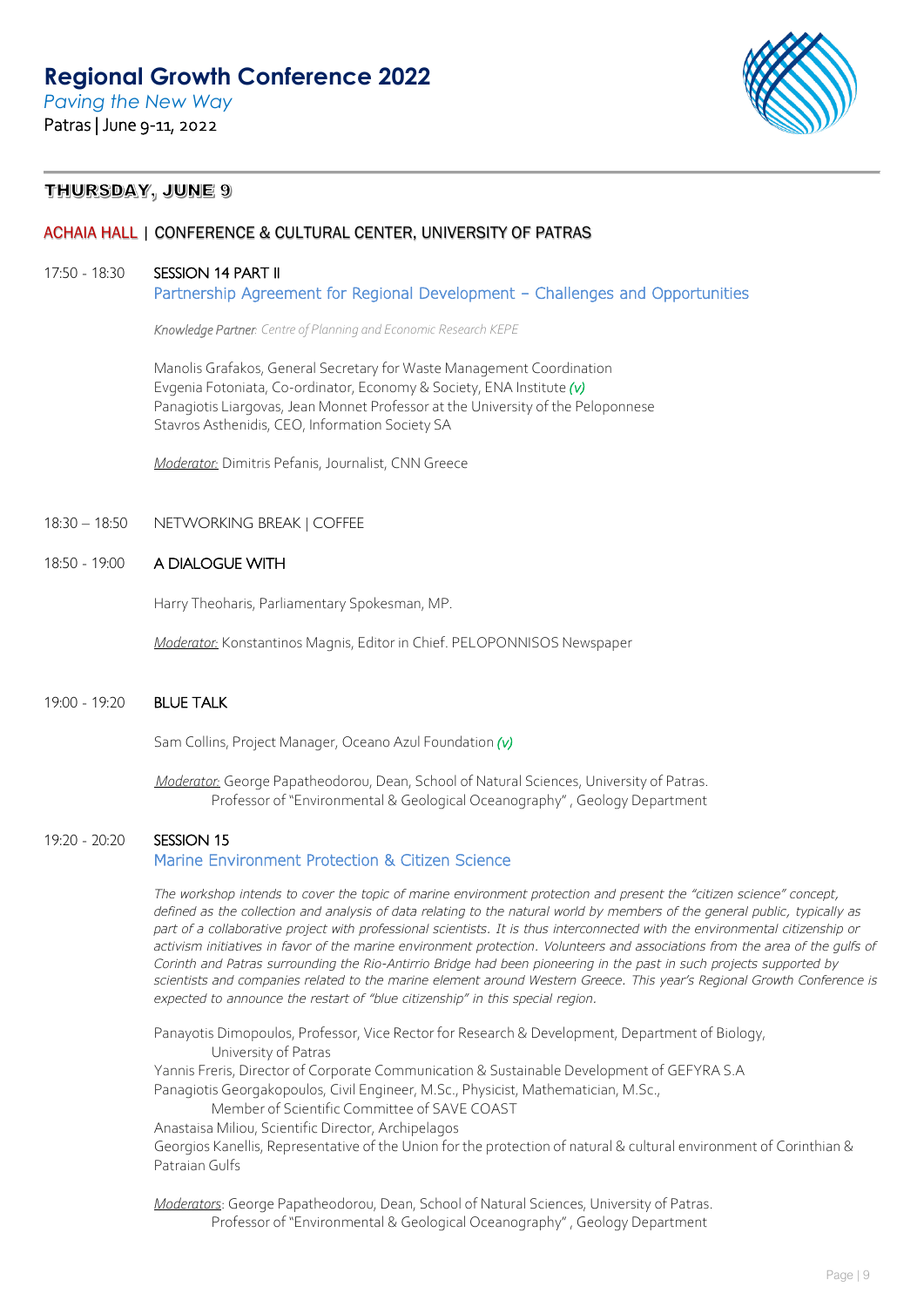# Regional Growth Conference 2022

*Paving the New Way*

Patras | June 9-11, 2022

## THURSDAY, JUNE 9

### ACHAIA HALL | CONFERENCE & CULTURAL CENTER, UNIVERSITY OF PATRAS

**17:50 - 18:30** SESSION 14 PART II

Partnership Agreement for Regional Development – Challenges and Opportunities

***Knowledge Partner**: Centre of Planning and Economic Research KEPE*

Manolis Grafakos, General Secretary for Waste Management Coordination
Evgenia Fotoniata, Co-ordinator, Economy & Society, ENA Institute *(v)*
Panagiotis Liargovas, Jean Monnet Professor at the University of the Peloponnese
Stavros Asthenidis, CEO, Information Society SA

*Moderator:* Dimitris Pefanis, Journalist, CNN Greece

**18:30 – 18:50** NETWORKING BREAK | COFFEE

**18:50 - 19:00** A DIALOGUE WITH

Harry Theoharis, Parliamentary Spokesman, MP.

*Moderator:* Konstantinos Magnis, Editor in Chief. PELOPONNISOS Newspaper

**19:00 - 19:20** BLUE TALK

Sam Collins, Project Manager, Oceano Azul Foundation *(v)*

*Moderator:* George Papatheodorou, Dean, School of Natural Sciences, University of Patras.
Professor of "Environmental & Geological Oceanography" , Geology Department

**19:20 - 20:20** SESSION 15

Marine Environment Protection & Citizen Science

*The workshop intends to cover the topic of marine environment protection and present the "citizen science" concept, defined as the collection and analysis of data relating to the natural world by members of the general public, typically as part of a collaborative project with professional scientists. It is thus interconnected with the environmental citizenship or activism initiatives in favor of the marine environment protection. Volunteers and associations from the area of the gulfs of Corinth and Patras surrounding the Rio-Antirrio Bridge had been pioneering in the past in such projects supported by scientists and companies related to the marine element around Western Greece. This year's Regional Growth Conference is expected to announce the restart of "blue citizenship" in this special region.*

Panayotis Dimopoulos, Professor, Vice Rector for Research & Development, Department of Biology, University of Patras
Yannis Freris, Director of Corporate Communication & Sustainable Development of GEFYRA S.A
Panagiotis Georgakopoulos, Civil Engineer, M.Sc., Physicist, Mathematician, M.Sc., Member of Scientific Committee of SAVE COAST
Anastaisa Miliou, Scientific Director, Archipelagos
Georgios Kanellis, Representative of the Union for the protection of natural & cultural environment of Corinthian & Patraian Gulfs

*Moderators*: George Papatheodorou, Dean, School of Natural Sciences, University of Patras.
Professor of "Environmental & Geological Oceanography" , Geology Department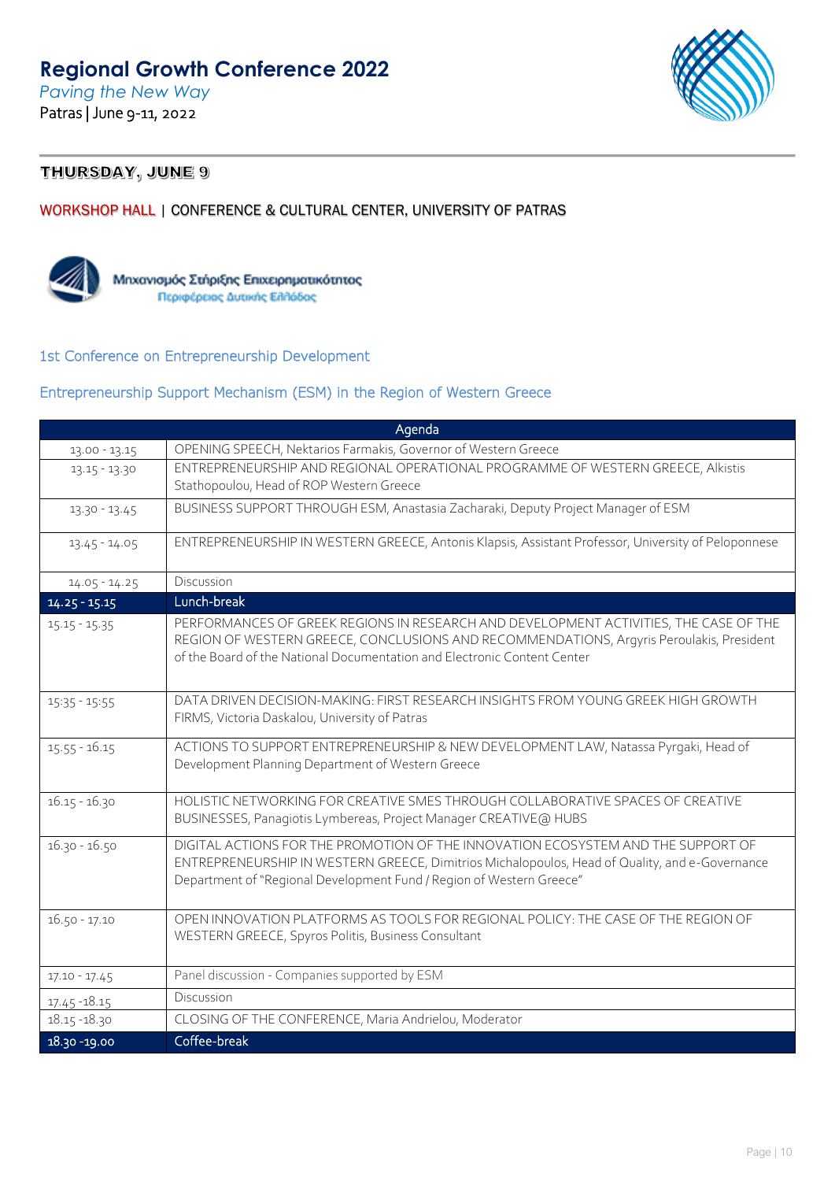# Regional Growth Conference 2022

*Paving the New Way*

Patras | June 9-11, 2022

## THURSDAY, JUNE 9

WORKSHOP HALL | CONFERENCE & CULTURAL CENTER, UNIVERSITY OF PATRAS

Μηχανισμός Στήριξης Επιχειρηματικότητας
Περιφέρειας Δυτικής Ελλάδας

### 1st Conference on Entrepreneurship Development

### Entrepreneurship Support Mechanism (ESM) in the Region of Western Greece

| Agenda | |
|---|---|
| 13.00 - 13.15 | OPENING SPEECH, Nektarios Farmakis, Governor of Western Greece |
| 13.15 - 13.30 | ENTREPRENEURSHIP AND REGIONAL OPERATIONAL PROGRAMME OF WESTERN GREECE, Alkistis Stathopoulou, Head of ROP Western Greece |
| 13.30 - 13.45 | BUSINESS SUPPORT THROUGH ESM, Anastasia Zacharaki, Deputy Project Manager of ESM |
| 13.45 - 14.05 | ENTREPRENEURSHIP IN WESTERN GREECE, Antonis Klapsis, Assistant Professor, University of Peloponnese |
| 14.05 - 14.25 | Discussion |
| 14.25 - 15.15 | Lunch-break |
| 15.15 - 15.35 | PERFORMANCES OF GREEK REGIONS IN RESEARCH AND DEVELOPMENT ACTIVITIES, THE CASE OF THE REGION OF WESTERN GREECE, CONCLUSIONS AND RECOMMENDATIONS, Argyris Peroulakis, President of the Board of the National Documentation and Electronic Content Center |
| 15:35 - 15:55 | DATA DRIVEN DECISION-MAKING: FIRST RESEARCH INSIGHTS FROM YOUNG GREEK HIGH GROWTH FIRMS, Victoria Daskalou, University of Patras |
| 15.55 - 16.15 | ACTIONS TO SUPPORT ENTREPRENEURSHIP & NEW DEVELOPMENT LAW, Natassa Pyrgaki, Head of Development Planning Department of Western Greece |
| 16.15 - 16.30 | HOLISTIC NETWORKING FOR CREATIVE SMES THROUGH COLLABORATIVE SPACES OF CREATIVE BUSINESSES, Panagiotis Lymbereas, Project Manager CREATIVE@ HUBS |
| 16.30 - 16.50 | DIGITAL ACTIONS FOR THE PROMOTION OF THE INNOVATION ECOSYSTEM AND THE SUPPORT OF ENTREPRENEURSHIP IN WESTERN GREECE, Dimitrios Michalopoulos, Head of Quality, and e-Governance Department of "Regional Development Fund / Region of Western Greece" |
| 16.50 - 17.10 | OPEN INNOVATION PLATFORMS AS TOOLS FOR REGIONAL POLICY: THE CASE OF THE REGION OF WESTERN GREECE, Spyros Politis, Business Consultant |
| 17.10 - 17.45 | Panel discussion - Companies supported by ESM |
| 17.45 -18.15 | Discussion |
| 18.15 -18.30 | CLOSING OF THE CONFERENCE, Maria Andrielou, Moderator |
| 18.30 -19.00 | Coffee-break |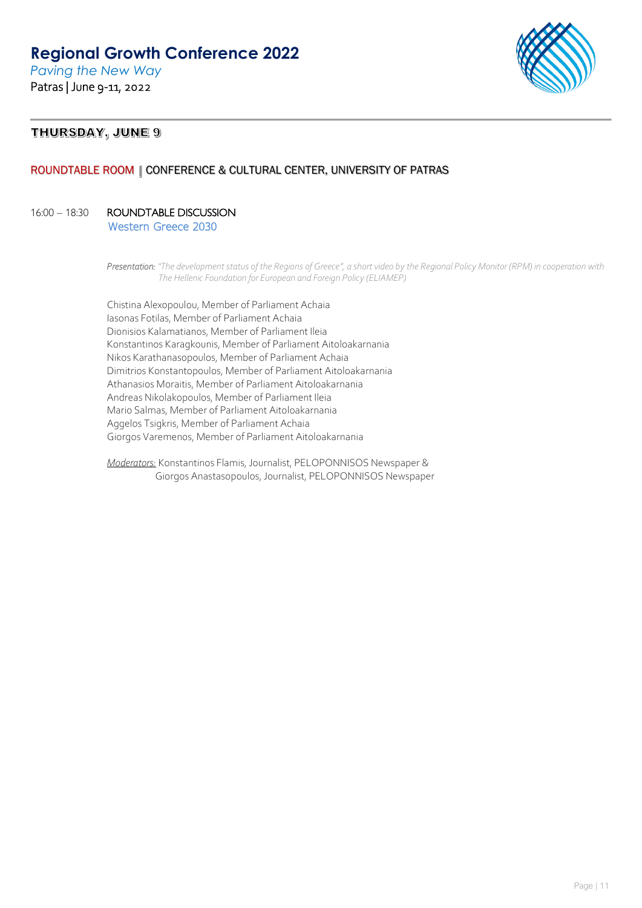# Regional Growth Conference 2022

*Paving the New Way*

Patras | June 9-11, 2022

## THURSDAY, JUNE 9

### ROUNDTABLE ROOM | CONFERENCE & CULTURAL CENTER, UNIVERSITY OF PATRAS

16:00 – 18:30 **ROUNDTABLE DISCUSSION**

Western Greece 2030

*Presentation: "The development status of the Regions of Greece", a short video by the Regional Policy Monitor (RPM) in cooperation with The Hellenic Foundation for European and Foreign Policy (ELIAMEP)*

Chistina Alexopoulou, Member of Parliament Achaia
Iasonas Fotilas, Member of Parliament Achaia
Dionisios Kalamatianos, Member of Parliament Ileia
Konstantinos Karagkounis, Member of Parliament Aitoloakarnania
Nikos Karathanasopoulos, Member of Parliament Achaia
Dimitrios Konstantopoulos, Member of Parliament Aitoloakarnania
Athanasios Moraitis, Member of Parliament Aitoloakarnania
Andreas Nikolakopoulos, Member of Parliament Ileia
Mario Salmas, Member of Parliament Aitoloakarnania
Aggelos Tsigkris, Member of Parliament Achaia
Giorgos Varemenos, Member of Parliament Aitoloakarnania

Moderators: Konstantinos Flamis, Journalist, PELOPONNISOS Newspaper &
Giorgos Anastasopoulos, Journalist, PELOPONNISOS Newspaper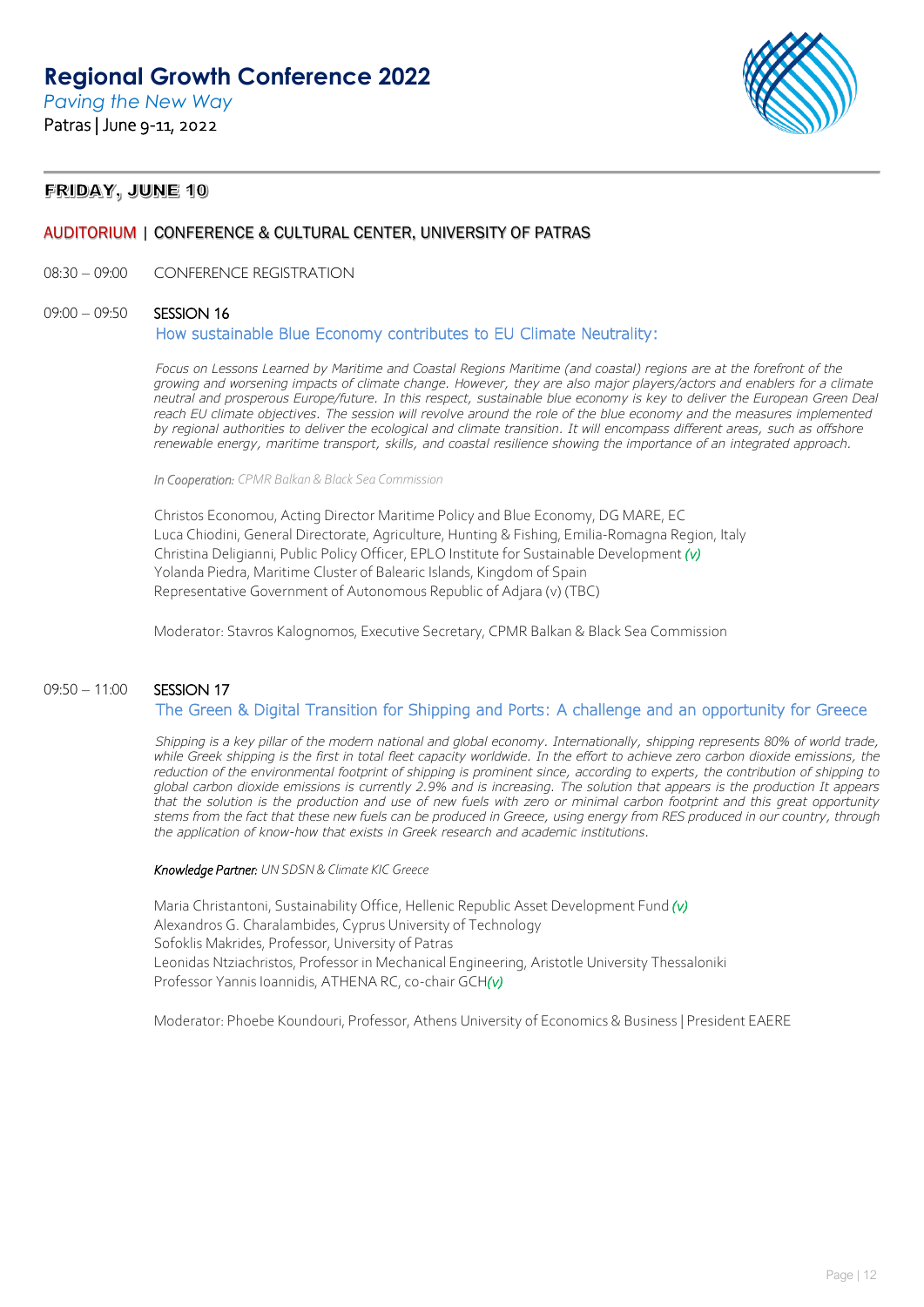# Regional Growth Conference 2022

*Paving the New Way*

Patras | June 9-11, 2022

## FRIDAY, JUNE 10

### AUDITORIUM | CONFERENCE & CULTURAL CENTER, UNIVERSITY OF PATRAS

08:30 – 09:00 CONFERENCE REGISTRATION

09:00 – 09:50 **SESSION 16**

**How sustainable Blue Economy contributes to EU Climate Neutrality:**

*Focus on Lessons Learned by Maritime and Coastal Regions Maritime (and coastal) regions are at the forefront of the growing and worsening impacts of climate change. However, they are also major players/actors and enablers for a climate neutral and prosperous Europe/future. In this respect, sustainable blue economy is key to deliver the European Green Deal reach EU climate objectives. The session will revolve around the role of the blue economy and the measures implemented by regional authorities to deliver the ecological and climate transition. It will encompass different areas, such as offshore renewable energy, maritime transport, skills, and coastal resilience showing the importance of an integrated approach.*

*In Cooperation: CPMR Balkan & Black Sea Commission*

Christos Economou, Acting Director Maritime Policy and Blue Economy, DG MARE, EC
Luca Chiodini, General Directorate, Agriculture, Hunting & Fishing, Emilia-Romagna Region, Italy
Christina Deligianni, Public Policy Officer, EPLO Institute for Sustainable Development *(v)*
Yolanda Piedra, Maritime Cluster of Balearic Islands, Kingdom of Spain
Representative Government of Autonomous Republic of Adjara (v) (TBC)

Moderator: Stavros Kalognomos, Executive Secretary, CPMR Balkan & Black Sea Commission

09:50 – 11:00 **SESSION 17**

**The Green & Digital Transition for Shipping and Ports: A challenge and an opportunity for Greece**

*Shipping is a key pillar of the modern national and global economy. Internationally, shipping represents 80% of world trade, while Greek shipping is the first in total fleet capacity worldwide. In the effort to achieve zero carbon dioxide emissions, the reduction of the environmental footprint of shipping is prominent since, according to experts, the contribution of shipping to global carbon dioxide emissions is currently 2.9% and is increasing. The solution that appears is the production It appears that the solution is the production and use of new fuels with zero or minimal carbon footprint and this great opportunity stems from the fact that these new fuels can be produced in Greece, using energy from RES produced in our country, through the application of know-how that exists in Greek research and academic institutions.*

*Knowledge Partner: UN SDSN & Climate KIC Greece*

Maria Christantoni, Sustainability Office, Hellenic Republic Asset Development Fund *(v)*
Alexandros G. Charalambides, Cyprus University of Technology
Sofoklis Makrides, Professor, University of Patras
Leonidas Ntziachristos, Professor in Mechanical Engineering, Aristotle University Thessaloniki
Professor Yannis Ioannidis, ATHENA RC, co-chair GCH*(v)*

Moderator: Phoebe Koundouri, Professor, Athens University of Economics & Business | President EAERE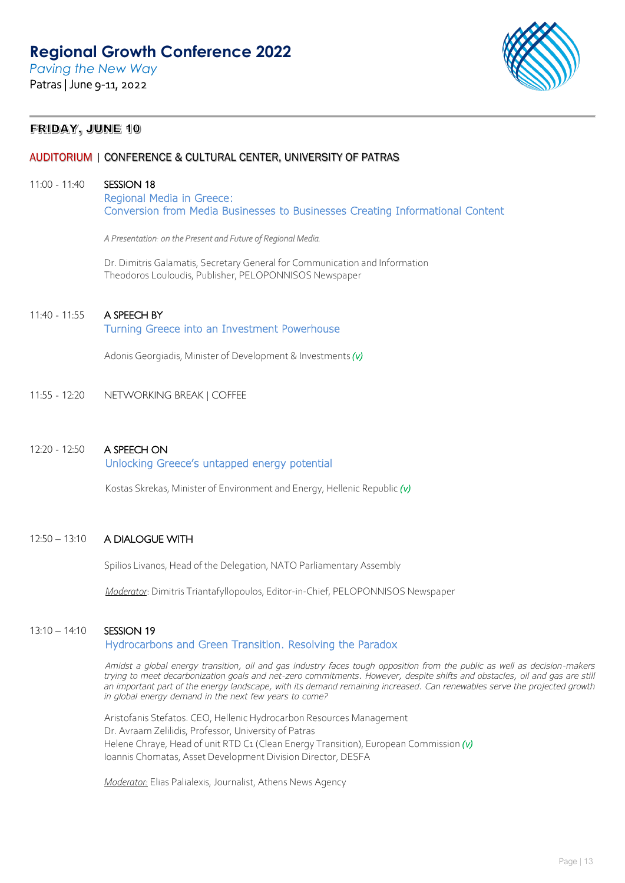# Regional Growth Conference 2022

*Paving the New Way*

Patras | June 9-11, 2022

## FRIDAY, JUNE 10

### AUDITORIUM | CONFERENCE & CULTURAL CENTER, UNIVERSITY OF PATRAS

**11:00 - 11:40** SESSION 18

**Regional Media in Greece: Conversion from Media Businesses to Businesses Creating Informational Content**

*A Presentation: on the Present and Future of Regional Media.*

Dr. Dimitris Galamatis, Secretary General for Communication and Information
Theodoros Louloudis, Publisher, PELOPONNISOS Newspaper

**11:40 - 11:55** A SPEECH BY

**Turning Greece into an Investment Powerhouse**

Adonis Georgiadis, Minister of Development & Investments *(v)*

**11:55 - 12:20** NETWORKING BREAK | COFFEE

**12:20 - 12:50** A SPEECH ON

**Unlocking Greece's untapped energy potential**

Kostas Skrekas, Minister of Environment and Energy, Hellenic Republic *(v)*

**12:50 – 13:10** A DIALOGUE WITH

Spilios Livanos, Head of the Delegation, NATO Parliamentary Assembly

*Moderator*: Dimitris Triantafyllopoulos, Editor-in-Chief, PELOPONNISOS Newspaper

**13:10 – 14:10** SESSION 19

**Hydrocarbons and Green Transition. Resolving the Paradox**

*Amidst a global energy transition, oil and gas industry faces tough opposition from the public as well as decision-makers trying to meet decarbonization goals and net-zero commitments. However, despite shifts and obstacles, oil and gas are still an important part of the energy landscape, with its demand remaining increased. Can renewables serve the projected growth in global energy demand in the next few years to come?*

Aristofanis Stefatos. CEO, Hellenic Hydrocarbon Resources Management
Dr. Avraam Zelilidis, Professor, University of Patras
Helene Chraye, Head of unit RTD C1 (Clean Energy Transition), European Commission *(v)*
Ioannis Chomatas, Asset Development Division Director, DESFA

*Moderator:* Elias Palialexis, Journalist, Athens News Agency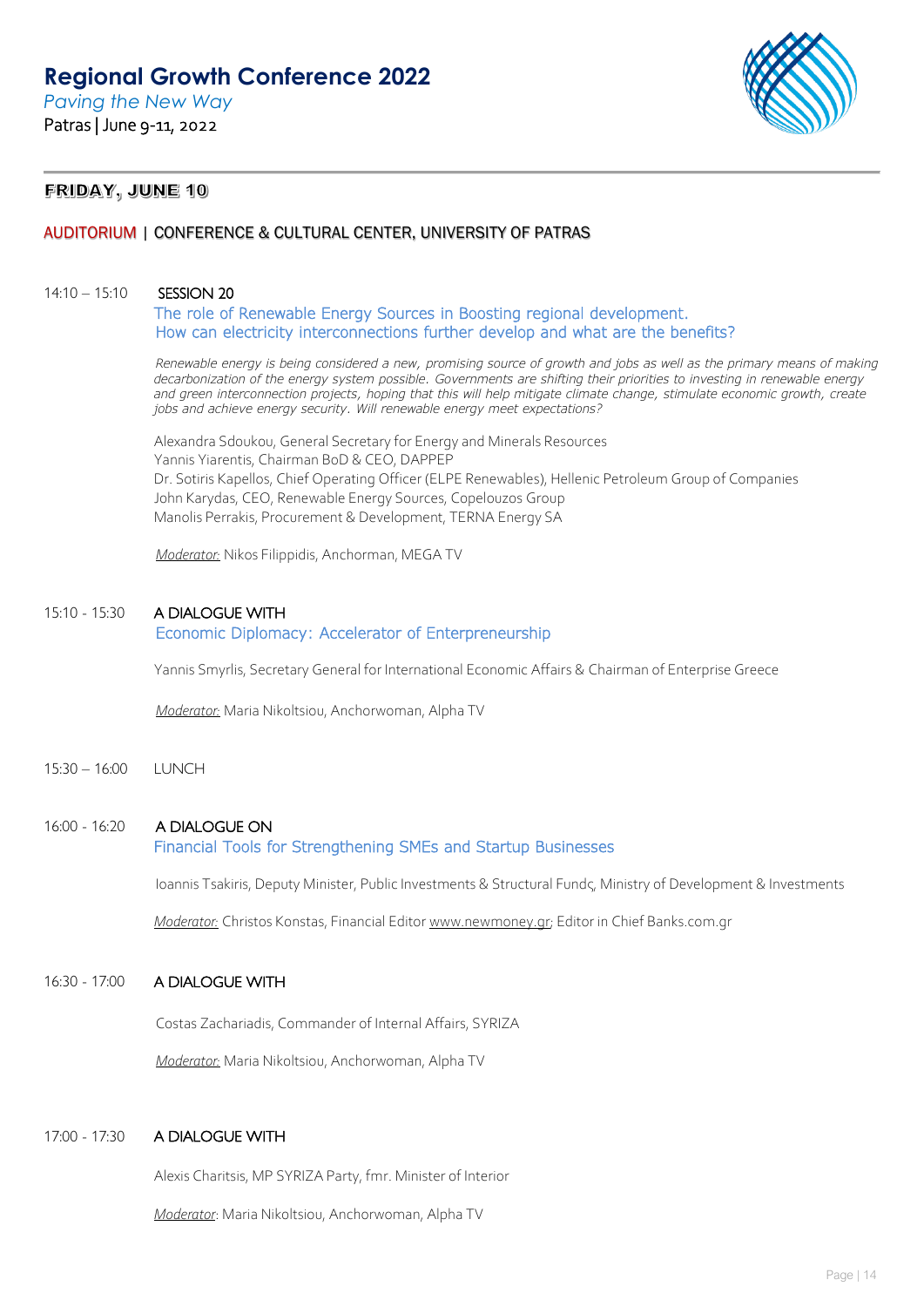# Regional Growth Conference 2022

*Paving the New Way*

Patras | June 9-11, 2022

## FRIDAY, JUNE 10

### AUDITORIUM | CONFERENCE & CULTURAL CENTER, UNIVERSITY OF PATRAS

14:10 – 15:10 **SESSION 20**

The role of Renewable Energy Sources in Boosting regional development.
How can electricity interconnections further develop and what are the benefits?

*Renewable energy is being considered a new, promising source of growth and jobs as well as the primary means of making decarbonization of the energy system possible. Governments are shifting their priorities to investing in renewable energy and green interconnection projects, hoping that this will help mitigate climate change, stimulate economic growth, create jobs and achieve energy security. Will renewable energy meet expectations?*

Alexandra Sdoukou, General Secretary for Energy and Minerals Resources
Yannis Yiarentis, Chairman BoD & CEO, DAPPEP
Dr. Sotiris Kapellos, Chief Operating Officer (ELPE Renewables), Hellenic Petroleum Group of Companies
John Karydas, CEO, Renewable Energy Sources, Copelouzos Group
Manolis Perrakis, Procurement & Development, TERNA Energy SA

*Moderator:* Nikos Filippidis, Anchorman, MEGA TV

15:10 - 15:30 **A DIALOGUE WITH**

Economic Diplomacy: Accelerator of Enterpreneurship

Yannis Smyrlis, Secretary General for International Economic Affairs & Chairman of Enterprise Greece

*Moderator:* Maria Nikoltsiou, Anchorwoman, Alpha TV

15:30 – 16:00 LUNCH

16:00 - 16:20 **A DIALOGUE ON**

Financial Tools for Strengthening SMEs and Startup Businesses

Ioannis Tsakiris, Deputy Minister, Public Investments & Structural Fundς, Ministry of Development & Investments

*Moderator:* Christos Konstas, Financial Editor www.newmoney.gr; Editor in Chief Banks.com.gr

16:30 - 17:00 **A DIALOGUE WITH**

Costas Zachariadis, Commander of Internal Affairs, SYRIZA

*Moderator:* Maria Nikoltsiou, Anchorwoman, Alpha TV

17:00 - 17:30 **A DIALOGUE WITH**

Alexis Charitsis, MP SYRIZA Party, fmr. Minister of Interior

*Moderator*: Maria Nikoltsiou, Anchorwoman, Alpha TV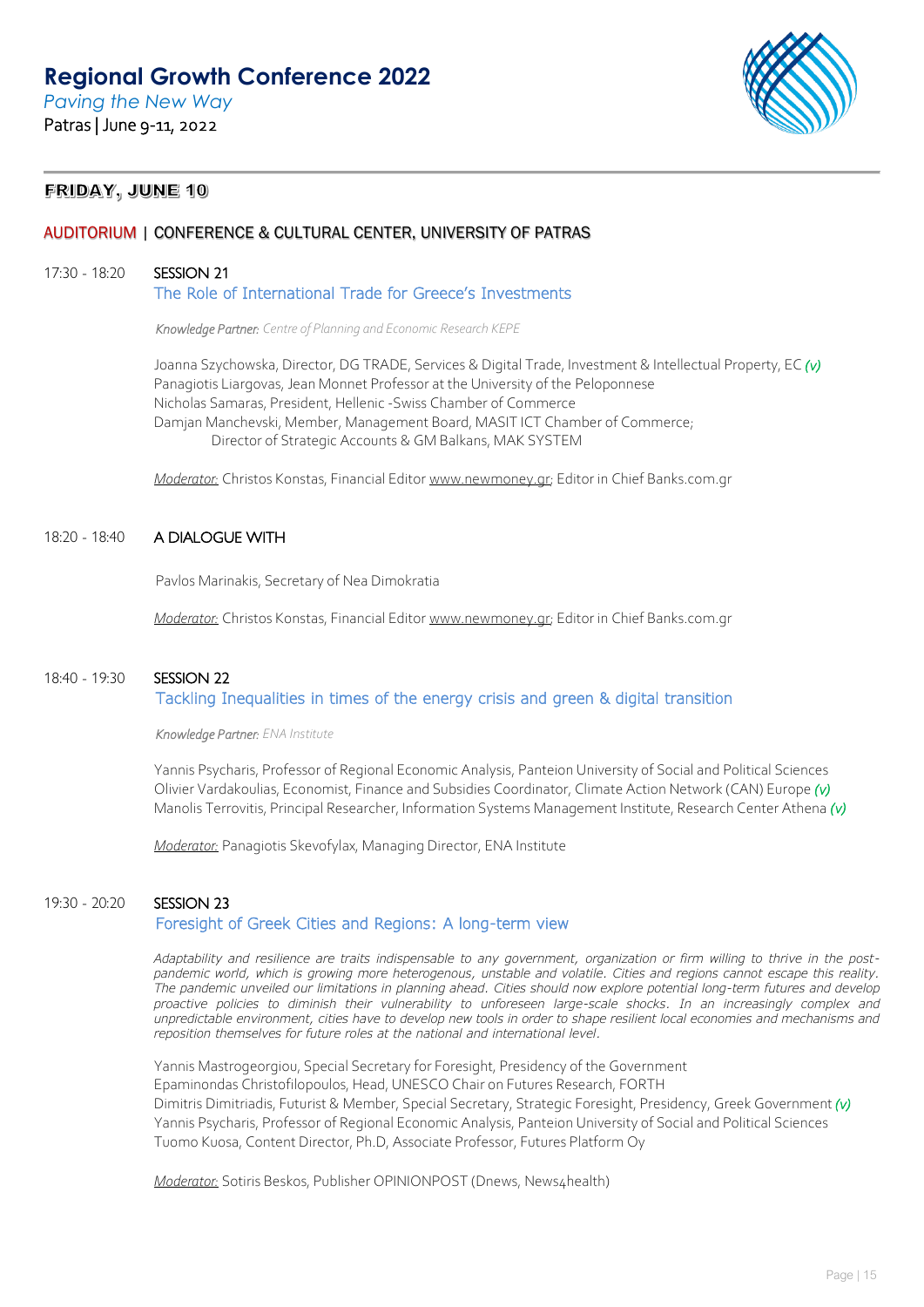# Regional Growth Conference 2022

*Paving the New Way*

Patras | June 9-11, 2022

## FRIDAY, JUNE 10

### AUDITORIUM | CONFERENCE & CULTURAL CENTER, UNIVERSITY OF PATRAS

**17:30 - 18:20** SESSION 21

**The Role of International Trade for Greece's Investments**

*Knowledge Partner: Centre of Planning and Economic Research KEPE*

Joanna Szychowska, Director, DG TRADE, Services & Digital Trade, Investment & Intellectual Property, EC *(v)*
Panagiotis Liargovas, Jean Monnet Professor at the University of the Peloponnese
Nicholas Samaras, President, Hellenic -Swiss Chamber of Commerce
Damjan Manchevski, Member, Management Board, MASIT ICT Chamber of Commerce;
Director of Strategic Accounts & GM Balkans, MAK SYSTEM

Moderator: Christos Konstas, Financial Editor www.newmoney.gr; Editor in Chief Banks.com.gr

**18:20 - 18:40** A DIALOGUE WITH

Pavlos Marinakis, Secretary of Nea Dimokratia

Moderator: Christos Konstas, Financial Editor www.newmoney.gr; Editor in Chief Banks.com.gr

**18:40 - 19:30** SESSION 22

**Tackling Inequalities in times of the energy crisis and green & digital transition**

*Knowledge Partner: ENA Institute*

Yannis Psycharis, Professor of Regional Economic Analysis, Panteion University of Social and Political Sciences
Olivier Vardakoulias, Economist, Finance and Subsidies Coordinator, Climate Action Network (CAN) Europe *(v)*
Manolis Terrovitis, Principal Researcher, Information Systems Management Institute, Research Center Athena *(v)*

Moderator: Panagiotis Skevofylax, Managing Director, ENA Institute

**19:30 - 20:20** SESSION 23

**Foresight of Greek Cities and Regions: A long-term view**

*Adaptability and resilience are traits indispensable to any government, organization or firm willing to thrive in the post-pandemic world, which is growing more heterogenous, unstable and volatile. Cities and regions cannot escape this reality. The pandemic unveiled our limitations in planning ahead. Cities should now explore potential long-term futures and develop proactive policies to diminish their vulnerability to unforeseen large-scale shocks. In an increasingly complex and unpredictable environment, cities have to develop new tools in order to shape resilient local economies and mechanisms and reposition themselves for future roles at the national and international level.*

Yannis Mastrogeorgiou, Special Secretary for Foresight, Presidency of the Government
Epaminondas Christofilopoulos, Head, UNESCO Chair on Futures Research, FORTH
Dimitris Dimitriadis, Futurist & Member, Special Secretary, Strategic Foresight, Presidency, Greek Government *(v)*
Yannis Psycharis, Professor of Regional Economic Analysis, Panteion University of Social and Political Sciences
Tuomo Kuosa, Content Director, Ph.D, Associate Professor, Futures Platform Oy

Moderator: Sotiris Beskos, Publisher OPINIONPOST (Dnews, News4health)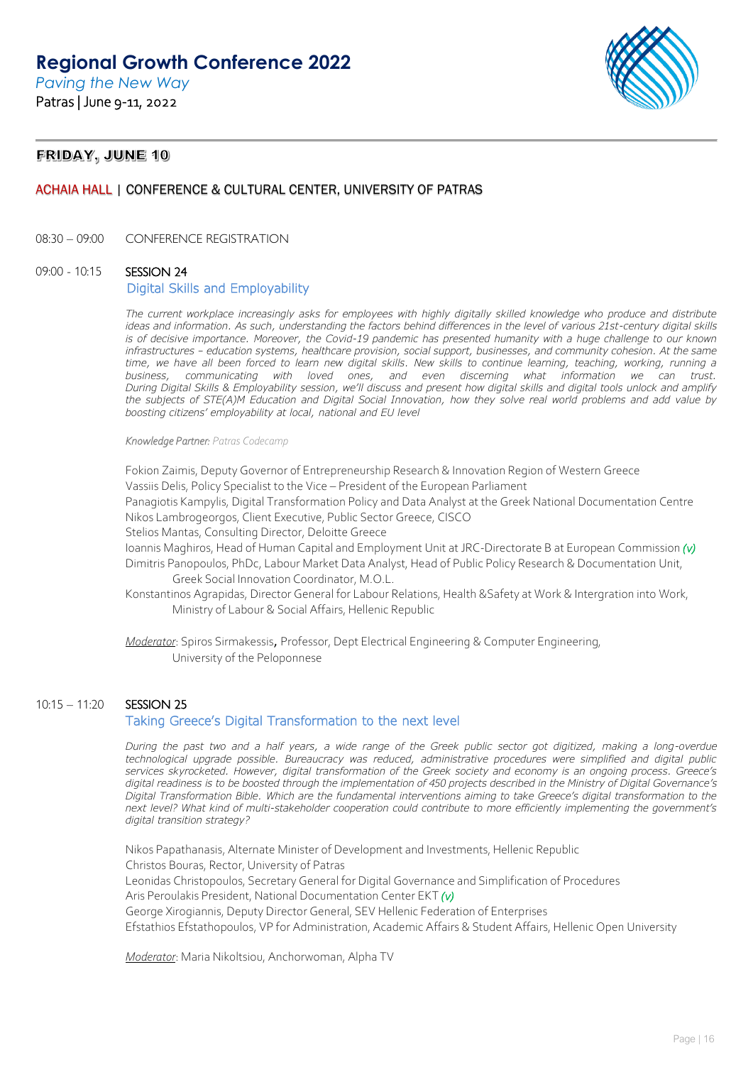# Regional Growth Conference 2022

*Paving the New Way*

Patras | June 9-11, 2022

## FRIDAY, JUNE 10

### ACHAIA HALL | CONFERENCE & CULTURAL CENTER, UNIVERSITY OF PATRAS

08:30 – 09:00 CONFERENCE REGISTRATION

09:00 - 10:15 **SESSION 24**

**Digital Skills and Employability**

*The current workplace increasingly asks for employees with highly digitally skilled knowledge who produce and distribute ideas and information. As such, understanding the factors behind differences in the level of various 21st-century digital skills is of decisive importance. Moreover, the Covid-19 pandemic has presented humanity with a huge challenge to our known infrastructures – education systems, healthcare provision, social support, businesses, and community cohesion. At the same time, we have all been forced to learn new digital skills. New skills to continue learning, teaching, working, running a business, communicating with loved ones, and even discerning what information we can trust. During Digital Skills & Employability session, we'll discuss and present how digital skills and digital tools unlock and amplify the subjects of STE(A)M Education and Digital Social Innovation, how they solve real world problems and add value by boosting citizens' employability at local, national and EU level*

*Knowledge Partner: Patras Codecamp*

Fokion Zaimis, Deputy Governor of Entrepreneurship Research & Innovation Region of Western Greece
Vassiis Delis, Policy Specialist to the Vice – President of the European Parliament
Panagiotis Kampylis, Digital Transformation Policy and Data Analyst at the Greek National Documentation Centre
Nikos Lambrogeorgos, Client Executive, Public Sector Greece, CISCO
Stelios Mantas, Consulting Director, Deloitte Greece
Ioannis Maghiros, Head of Human Capital and Employment Unit at JRC-Directorate B at European Commission *(v)*
Dimitris Panopoulos, PhDc, Labour Market Data Analyst, Head of Public Policy Research & Documentation Unit, Greek Social Innovation Coordinator, M.O.L.
Konstantinos Agrapidas, Director General for Labour Relations, Health &Safety at Work & Intergration into Work, Ministry of Labour & Social Affairs, Hellenic Republic

Moderator: Spiros Sirmakessis, Professor, Dept Electrical Engineering & Computer Engineering, University of the Peloponnese

10:15 – 11:20 **SESSION 25**

**Taking Greece's Digital Transformation to the next level**

*During the past two and a half years, a wide range of the Greek public sector got digitized, making a long-overdue technological upgrade possible. Bureaucracy was reduced, administrative procedures were simplified and digital public services skyrocketed. However, digital transformation of the Greek society and economy is an ongoing process. Greece's digital readiness is to be boosted through the implementation of 450 projects described in the Ministry of Digital Governance's Digital Transformation Bible. Which are the fundamental interventions aiming to take Greece's digital transformation to the next level? What kind of multi-stakeholder cooperation could contribute to more efficiently implementing the government's digital transition strategy?*

Nikos Papathanasis, Alternate Minister of Development and Investments, Hellenic Republic
Christos Bouras, Rector, University of Patras
Leonidas Christopoulos, Secretary General for Digital Governance and Simplification of Procedures
Aris Peroulakis President, National Documentation Center EKT *(v)*
George Xirogiannis, Deputy Director General, SEV Hellenic Federation of Enterprises
Efstathios Efstathopoulos, VP for Administration, Academic Affairs & Student Affairs, Hellenic Open University

Moderator: Maria Nikoltsiou, Anchorwoman, Alpha TV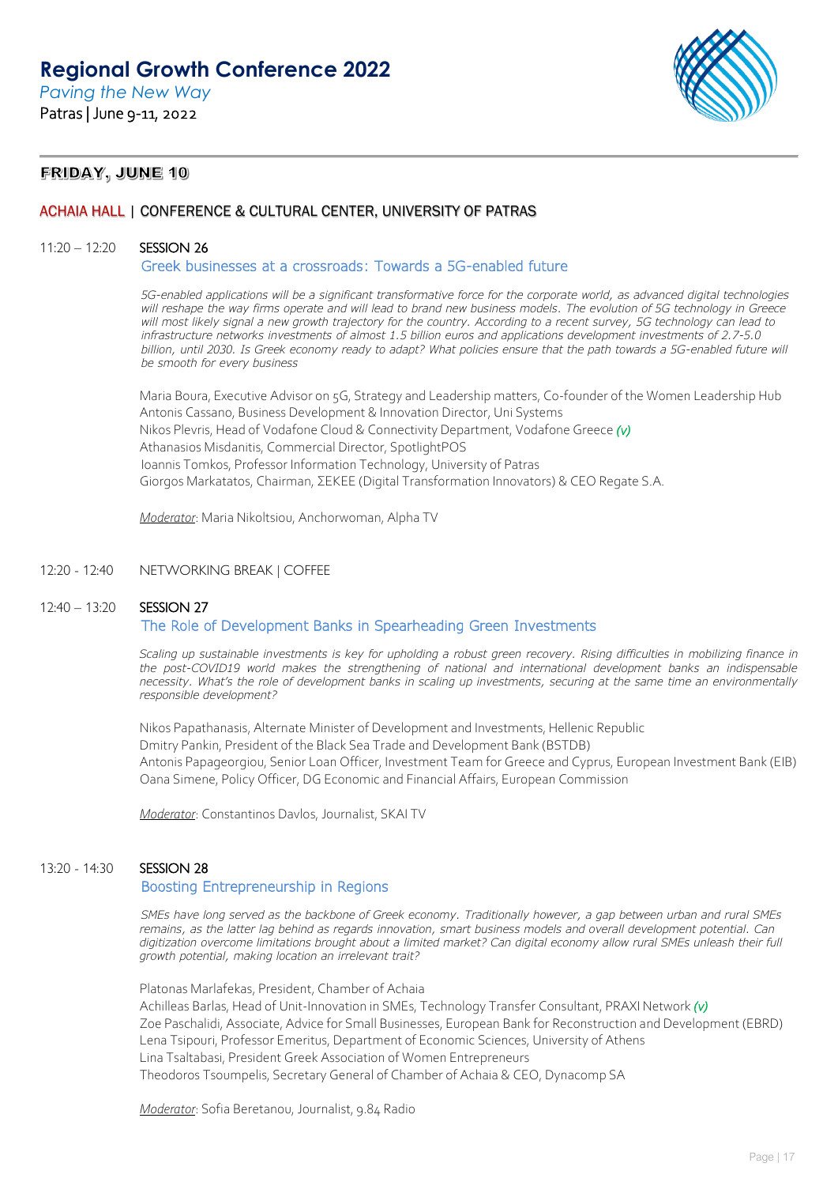# Regional Growth Conference 2022

*Paving the New Way*

Patras | June 9-11, 2022

## FRIDAY, JUNE 10

### ACHAIA HALL | CONFERENCE & CULTURAL CENTER, UNIVERSITY OF PATRAS

11:20 – 12:20 **SESSION 26**

**Greek businesses at a crossroads: Towards a 5G-enabled future**

*5G-enabled applications will be a significant transformative force for the corporate world, as advanced digital technologies will reshape the way firms operate and will lead to brand new business models. The evolution of 5G technology in Greece will most likely signal a new growth trajectory for the country. According to a recent survey, 5G technology can lead to infrastructure networks investments of almost 1.5 billion euros and applications development investments of 2.7-5.0 billion, until 2030. Is Greek economy ready to adapt? What policies ensure that the path towards a 5G-enabled future will be smooth for every business*

Maria Boura, Executive Advisor on 5G, Strategy and Leadership matters, Co-founder of the Women Leadership Hub
Antonis Cassano, Business Development & Innovation Director, Uni Systems
Nikos Plevris, Head of Vodafone Cloud & Connectivity Department, Vodafone Greece *(v)*
Athanasios Misdanitis, Commercial Director, SpotlightPOS
Ioannis Tomkos, Professor Information Technology, University of Patras
Giorgos Markatatos, Chairman, ΣΕΚΕΕ (Digital Transformation Innovators) & CEO Regate S.A.

*Moderator*: Maria Nikoltsiou, Anchorwoman, Alpha TV

12:20 - 12:40 NETWORKING BREAK | COFFEE

12:40 – 13:20 **SESSION 27**

**The Role of Development Banks in Spearheading Green Investments**

*Scaling up sustainable investments is key for upholding a robust green recovery. Rising difficulties in mobilizing finance in the post-COVID19 world makes the strengthening of national and international development banks an indispensable necessity. What's the role of development banks in scaling up investments, securing at the same time an environmentally responsible development?*

Nikos Papathanasis, Alternate Minister of Development and Investments, Hellenic Republic
Dmitry Pankin, President of the Black Sea Trade and Development Bank (BSTDB)
Antonis Papageorgiou, Senior Loan Officer, Investment Team for Greece and Cyprus, European Investment Bank (EIB)
Oana Simene, Policy Officer, DG Economic and Financial Affairs, European Commission

*Moderator*: Constantinos Davlos, Journalist, SKAI TV

13:20 - 14:30 **SESSION 28**

**Boosting Entrepreneurship in Regions**

*SMEs have long served as the backbone of Greek economy. Traditionally however, a gap between urban and rural SMEs remains, as the latter lag behind as regards innovation, smart business models and overall development potential. Can digitization overcome limitations brought about a limited market? Can digital economy allow rural SMEs unleash their full growth potential, making location an irrelevant trait?*

Platonas Marlafekas, President, Chamber of Achaia
Achilleas Barlas, Head of Unit-Innovation in SMEs, Technology Transfer Consultant, PRAXI Network *(v)*
Zoe Paschalidi, Associate, Advice for Small Businesses, European Bank for Reconstruction and Development (EBRD)
Lena Tsipouri, Professor Emeritus, Department of Economic Sciences, University of Athens
Lina Tsaltabasi, President Greek Association of Women Entrepreneurs
Theodoros Tsoumpelis, Secretary General of Chamber of Achaia & CEO, Dynacomp SA

*Moderator*: Sofia Beretanou, Journalist, 9.84 Radio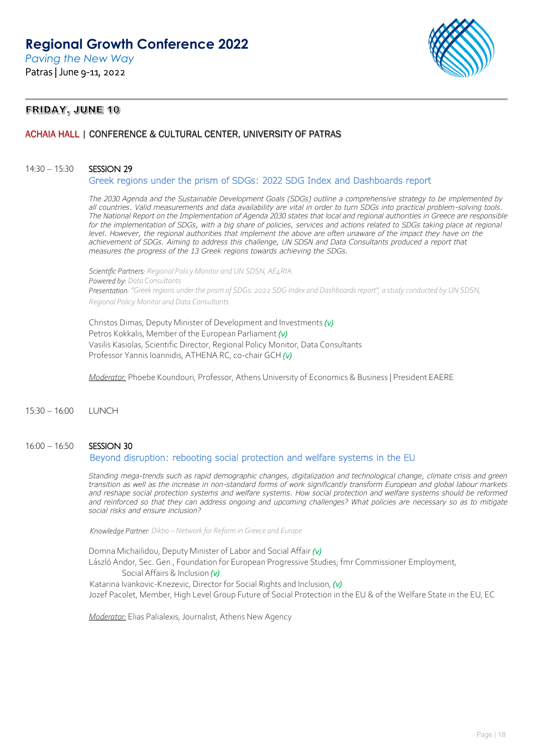# Regional Growth Conference 2022

*Paving the New Way*

Patras | June 9-11, 2022

## FRIDAY, JUNE 10

### ACHAIA HALL | CONFERENCE & CULTURAL CENTER, UNIVERSITY OF PATRAS

14:30 – 15:30 **SESSION 29**

**Greek regions under the prism of SDGs: 2022 SDG Index and Dashboards report**

*The 2030 Agenda and the Sustainable Development Goals (SDGs) outline a comprehensive strategy to be implemented by all countries. Valid measurements and data availability are vital in order to turn SDGs into practical problem-solving tools. The National Report on the Implementation of Agenda 2030 states that local and regional authorities in Greece are responsible for the implementation of SDGs, with a big share of policies, services and actions related to SDGs taking place at regional level. However, the regional authorities that implement the above are often unaware of the impact they have on the achievement of SDGs. Aiming to address this challenge, UN SDSN and Data Consultants produced a report that measures the progress of the 13 Greek regions towards achieving the SDGs.*

*Scientific Partners: Regional Policy Monitor and UN SDSN, AE4RIA*
*Powered by: Data Consultants*
*Presentation: "Greek regions under the prism of SDGs: 2022 SDG Index and Dashboards report", a study conducted by UN SDSN, Regional Policy Monitor and Data Consultants*

Christos Dimas, Deputy Minister of Development and Investments *(v)*
Petros Kokkalis, Member of the European Parliament *(v)*
Vasilis Kasiolas, Scientific Director, Regional Policy Monitor, Data Consultants
Professor Yannis Ioannidis, ATHENA RC, co-chair GCH *(v)*

Moderator: Phoebe Koundouri, Professor, Athens University of Economics & Business | President EAERE

15:30 – 16:00 LUNCH

16:00 – 16:50 **SESSION 30**

**Beyond disruption: rebooting social protection and welfare systems in the EU**

*Standing mega-trends such as rapid demographic changes, digitalization and technological change, climate crisis and green transition as well as the increase in non-standard forms of work significantly transform European and global labour markets and reshape social protection systems and welfare systems. How social protection and welfare systems should be reformed and reinforced so that they can address ongoing and upcoming challenges? What policies are necessary so as to mitigate social risks and ensure inclusion?*

*Knowledge Partner: Diktio – Network for Reform in Greece and Europe*

Domna Michailidou, Deputy Minister of Labor and Social Affair *(v)*
László Andor, Sec. Gen., Foundation for European Progressive Studies; fmr Commissioner Employment, Social Affairs & Inclusion *(v)*
Katarina Ivankovic-Knezevic, Director for Social Rights and Inclusion, *(v)*
Jozef Pacolet, Member, High Level Group Future of Social Protection in the EU & of the Welfare State in the EU, EC

Moderator: Elias Palialexis, Journalist, Athens New Agency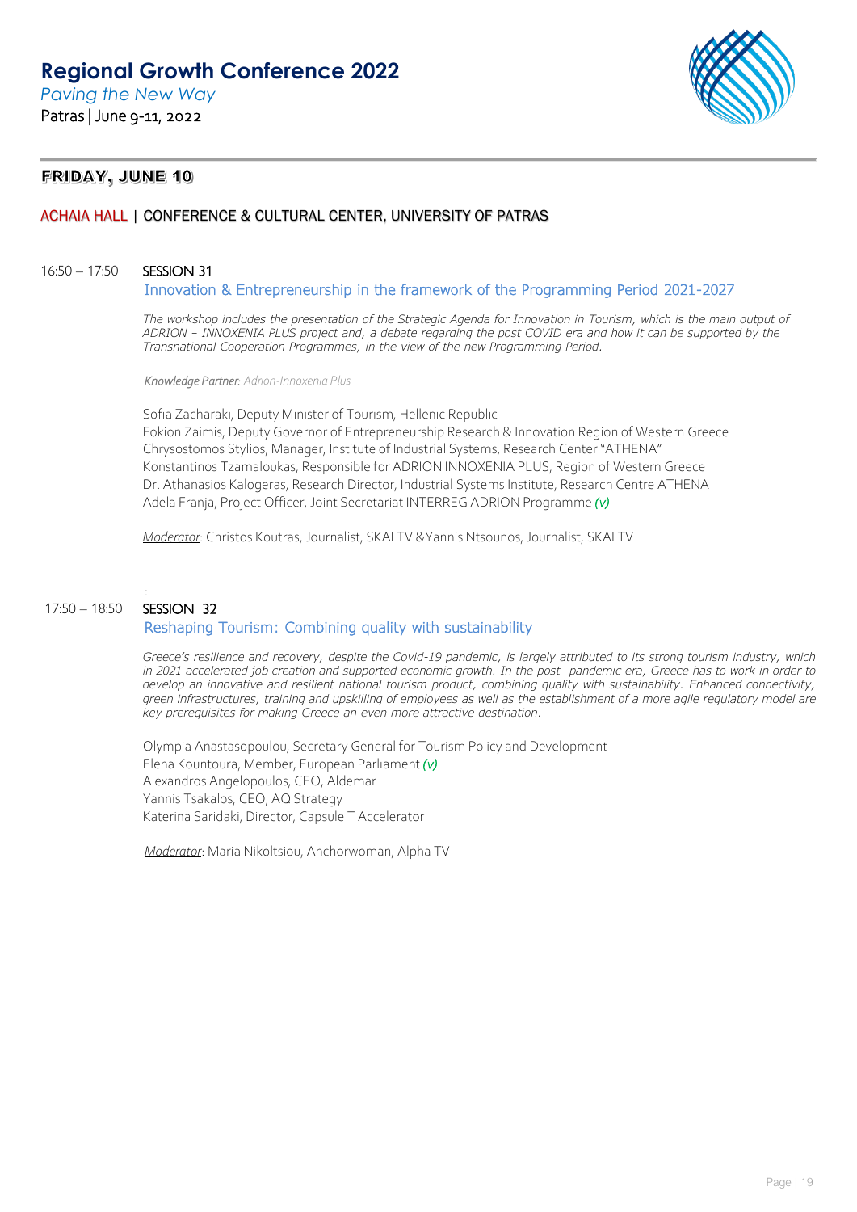# Regional Growth Conference 2022

*Paving the New Way*

Patras | June 9-11, 2022

## FRIDAY, JUNE 10

### ACHAIA HALL | CONFERENCE & CULTURAL CENTER, UNIVERSITY OF PATRAS

16:50 – 17:50 **SESSION 31**

**Innovation & Entrepreneurship in the framework of the Programming Period 2021-2027**

*The workshop includes the presentation of the Strategic Agenda for Innovation in Tourism, which is the main output of ADRION – INNOXENIA PLUS project and, a debate regarding the post COVID era and how it can be supported by the Transnational Cooperation Programmes, in the view of the new Programming Period.*

*Knowledge Partner: Adrion-Innoxenia Plus*

Sofia Zacharaki, Deputy Minister of Tourism, Hellenic Republic
Fokion Zaimis, Deputy Governor of Entrepreneurship Research & Innovation Region of Western Greece
Chrysostomos Stylios, Manager, Institute of Industrial Systems, Research Center "ATHENA"
Konstantinos Tzamaloukas, Responsible for ADRION INNOXENIA PLUS, Region of Western Greece
Dr. Athanasios Kalogeras, Research Director, Industrial Systems Institute, Research Centre ATHENA
Adela Franja, Project Officer, Joint Secretariat INTERREG ADRION Programme *(v)*

Moderator: Christos Koutras, Journalist, SKAI TV & Yannis Ntsounos, Journalist, SKAI TV

17:50 – 18:50 **SESSION 32**

**Reshaping Tourism: Combining quality with sustainability**

*Greece's resilience and recovery, despite the Covid-19 pandemic, is largely attributed to its strong tourism industry, which in 2021 accelerated job creation and supported economic growth. In the post- pandemic era, Greece has to work in order to develop an innovative and resilient national tourism product, combining quality with sustainability. Enhanced connectivity, green infrastructures, training and upskilling of employees as well as the establishment of a more agile regulatory model are key prerequisites for making Greece an even more attractive destination.*

Olympia Anastasopoulou, Secretary General for Tourism Policy and Development
Elena Kountoura, Member, European Parliament *(v)*
Alexandros Angelopoulos, CEO, Aldemar
Yannis Tsakalos, CEO, AQ Strategy
Katerina Saridaki, Director, Capsule T Accelerator

Moderator: Maria Nikoltsiou, Anchorwoman, Alpha TV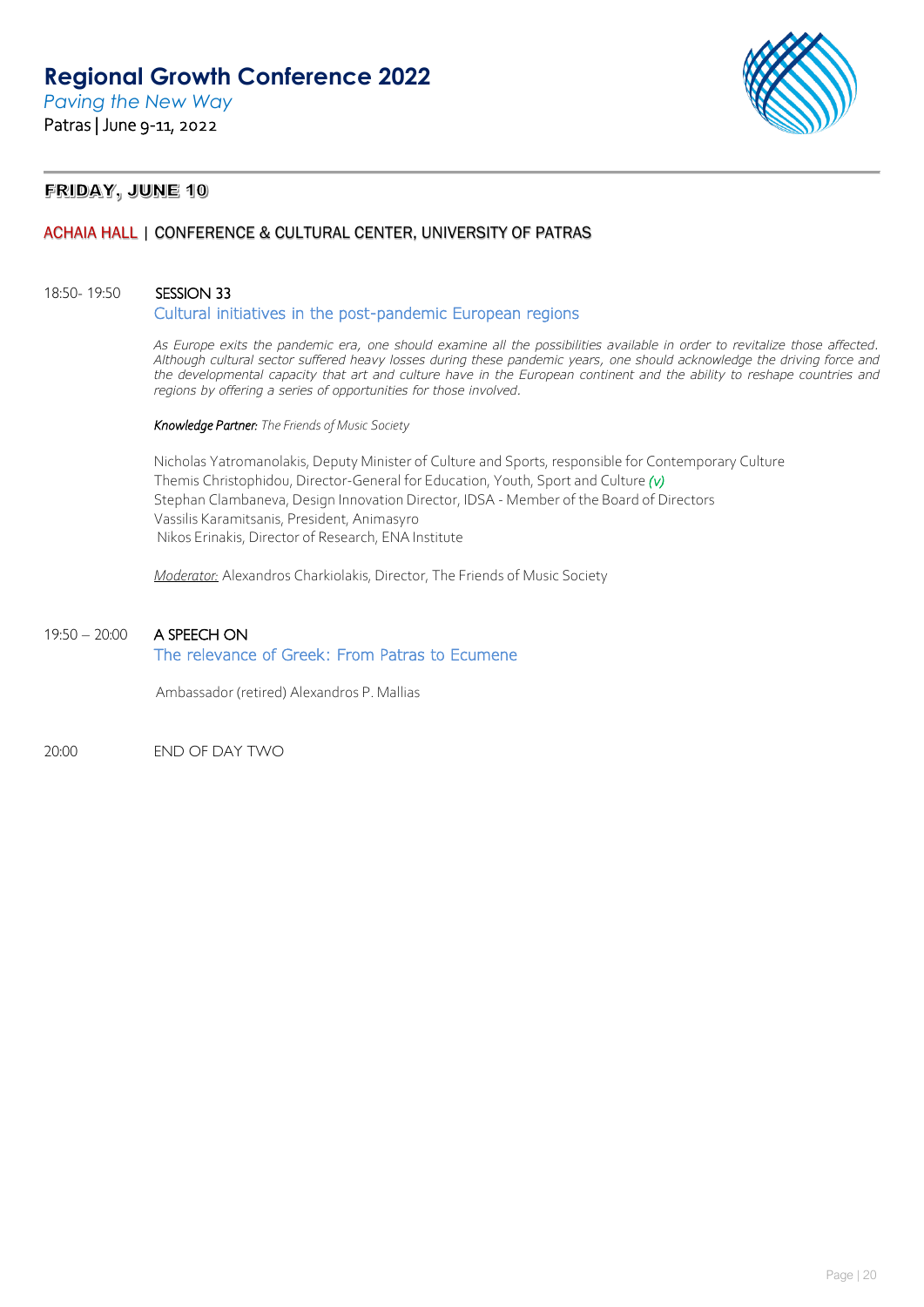## FRIDAY, JUNE 10

### ACHAIA HALL | CONFERENCE & CULTURAL CENTER, UNIVERSITY OF PATRAS

18:50- 19:50 **SESSION 33**

**Cultural initiatives in the post-pandemic European regions**

*As Europe exits the pandemic era, one should examine all the possibilities available in order to revitalize those affected. Although cultural sector suffered heavy losses during these pandemic years, one should acknowledge the driving force and the developmental capacity that art and culture have in the European continent and the ability to reshape countries and regions by offering a series of opportunities for those involved.*

***Knowledge Partner:*** *The Friends of Music Society*

Nicholas Yatromanolakis, Deputy Minister of Culture and Sports, responsible for Contemporary Culture
Themis Christophidou, Director-General for Education, Youth, Sport and Culture *(v)*
Stephan Clambaneva, Design Innovation Director, IDSA - Member of the Board of Directors
Vassilis Karamitsanis, President, Animasyro
Nikos Erinakis, Director of Research, ENA Institute

*Moderator:* Alexandros Charkiolakis, Director, The Friends of Music Society

19:50 – 20:00 **A SPEECH ON**

**The relevance of Greek: From Patras to Ecumene**

Ambassador (retired) Alexandros P. Mallias

20:00 END OF DAY TWO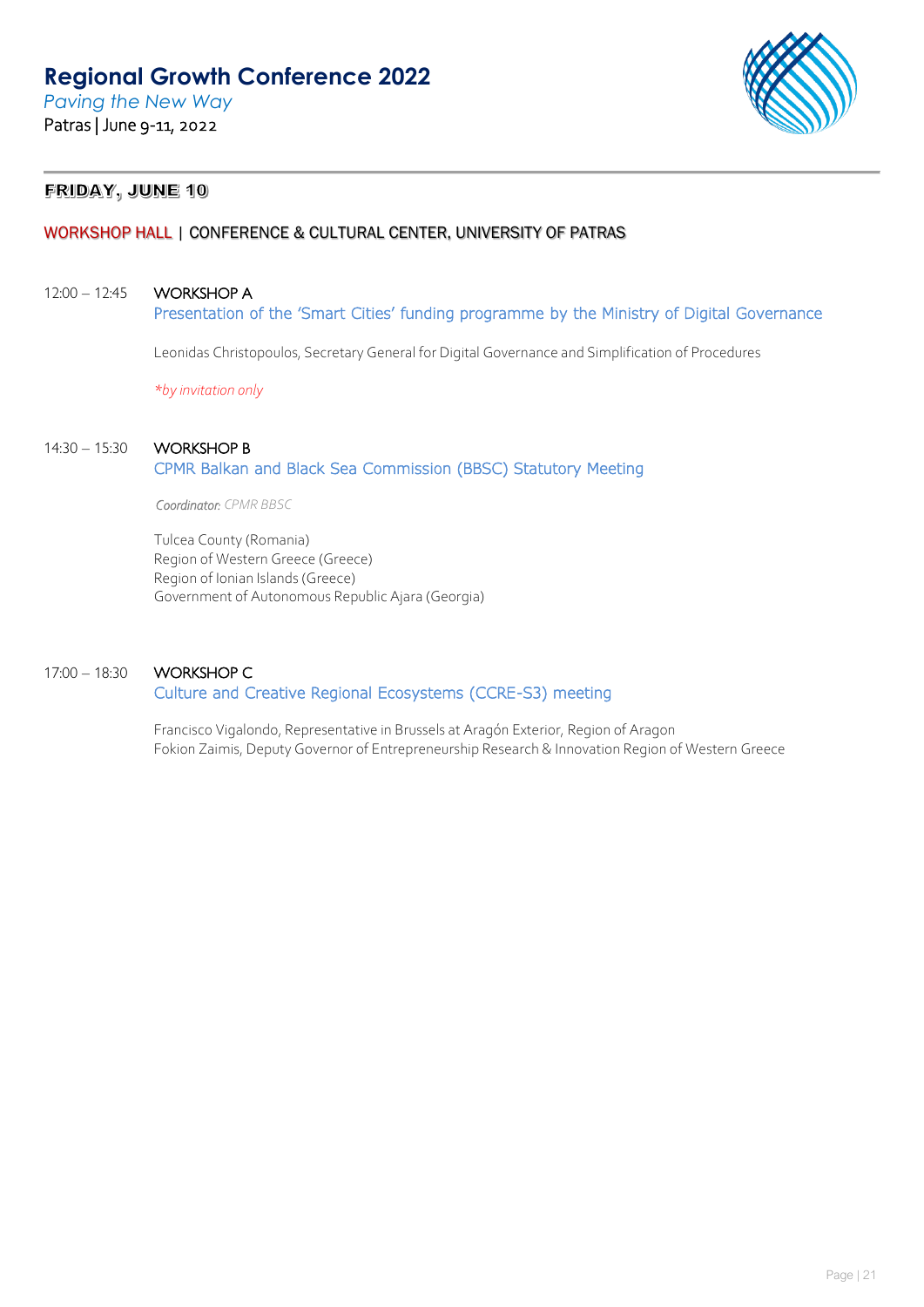# Regional Growth Conference 2022

*Paving the New Way*

Patras | June 9-11, 2022

## FRIDAY, JUNE 10

### WORKSHOP HALL | CONFERENCE & CULTURAL CENTER, UNIVERSITY OF PATRAS

12:00 – 12:45 **WORKSHOP A**

Presentation of the 'Smart Cities' funding programme by the Ministry of Digital Governance

Leonidas Christopoulos, Secretary General for Digital Governance and Simplification of Procedures

*\*by invitation only*

14:30 – 15:30 **WORKSHOP B**

CPMR Balkan and Black Sea Commission (BBSC) Statutory Meeting

*Coordinator: CPMR BBSC*

Tulcea County (Romania)
Region of Western Greece (Greece)
Region of Ionian Islands (Greece)
Government of Autonomous Republic Ajara (Georgia)

17:00 – 18:30 **WORKSHOP C**

Culture and Creative Regional Ecosystems (CCRE-S3) meeting

Francisco Vigalondo, Representative in Brussels at Aragón Exterior, Region of Aragon
Fokion Zaimis, Deputy Governor of Entrepreneurship Research & Innovation Region of Western Greece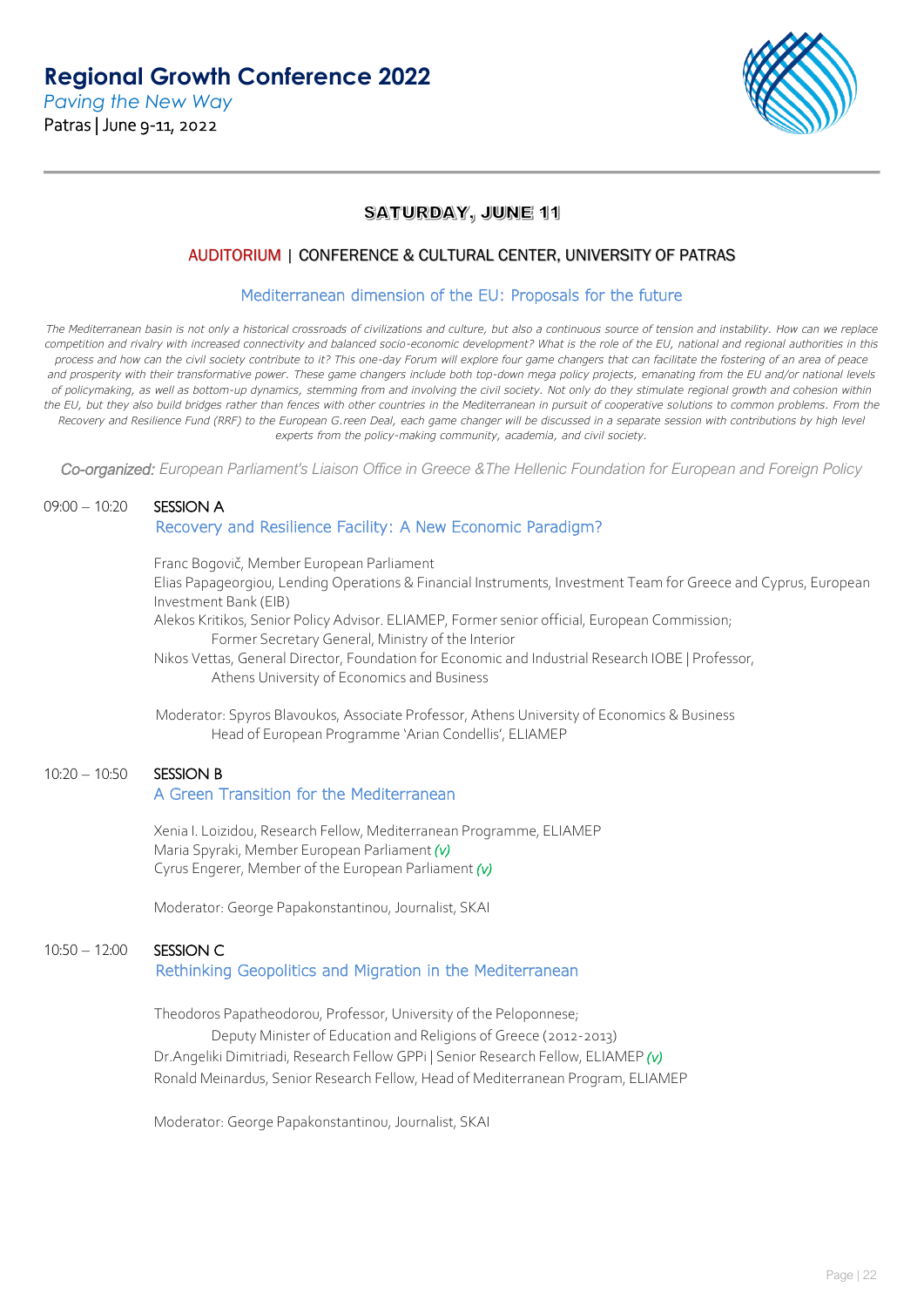# Regional Growth Conference 2022

*Paving the New Way*

Patras | June 9-11, 2022

## SATURDAY, JUNE 11

### AUDITORIUM | CONFERENCE & CULTURAL CENTER, UNIVERSITY OF PATRAS

### Mediterranean dimension of the EU: Proposals for the future

*The Mediterranean basin is not only a historical crossroads of civilizations and culture, but also a continuous source of tension and instability. How can we replace competition and rivalry with increased connectivity and balanced socio-economic development? What is the role of the EU, national and regional authorities in this process and how can the civil society contribute to it? This one-day Forum will explore four game changers that can facilitate the fostering of an area of peace and prosperity with their transformative power. These game changers include both top-down mega policy projects, emanating from the EU and/or national levels of policymaking, as well as bottom-up dynamics, stemming from and involving the civil society. Not only do they stimulate regional growth and cohesion within the EU, but they also build bridges rather than fences with other countries in the Mediterranean in pursuit of cooperative solutions to common problems. From the Recovery and Resilience Fund (RRF) to the European G.reen Deal, each game changer will be discussed in a separate session with contributions by high level experts from the policy-making community, academia, and civil society.*

*Co-organized: European Parliament's Liaison Office in Greece &The Hellenic Foundation for European and Foreign Policy*

**09:00 – 10:20 SESSION A**

**Recovery and Resilience Facility: A New Economic Paradigm?**

Franc Bogovič, Member European Parliament
Elias Papageorgiou, Lending Operations & Financial Instruments, Investment Team for Greece and Cyprus, European Investment Bank (EIB)
Alekos Kritikos, Senior Policy Advisor. ELIAMEP, Former senior official, European Commission; Former Secretary General, Ministry of the Interior
Nikos Vettas, General Director, Foundation for Economic and Industrial Research IOBE | Professor, Athens University of Economics and Business

Moderator: Spyros Blavoukos, Associate Professor, Athens University of Economics & Business
Head of European Programme 'Arian Condellis', ELIAMEP

**10:20 – 10:50 SESSION B**

**A Green Transition for the Mediterranean**

Xenia I. Loizidou, Research Fellow, Mediterranean Programme, ELIAMEP
Maria Spyraki, Member European Parliament *(v)*
Cyrus Engerer, Member of the European Parliament *(v)*

Moderator: George Papakonstantinou, Journalist, SKAI

**10:50 – 12:00 SESSION C**

**Rethinking Geopolitics and Migration in the Mediterranean**

Theodoros Papatheodorou, Professor, University of the Peloponnese; Deputy Minister of Education and Religions of Greece (2012-2013)
Dr.Angeliki Dimitriadi, Research Fellow GPPi | Senior Research Fellow, ELIAMEP *(v)*
Ronald Meinardus, Senior Research Fellow, Head of Mediterranean Program, ELIAMEP

Moderator: George Papakonstantinou, Journalist, SKAI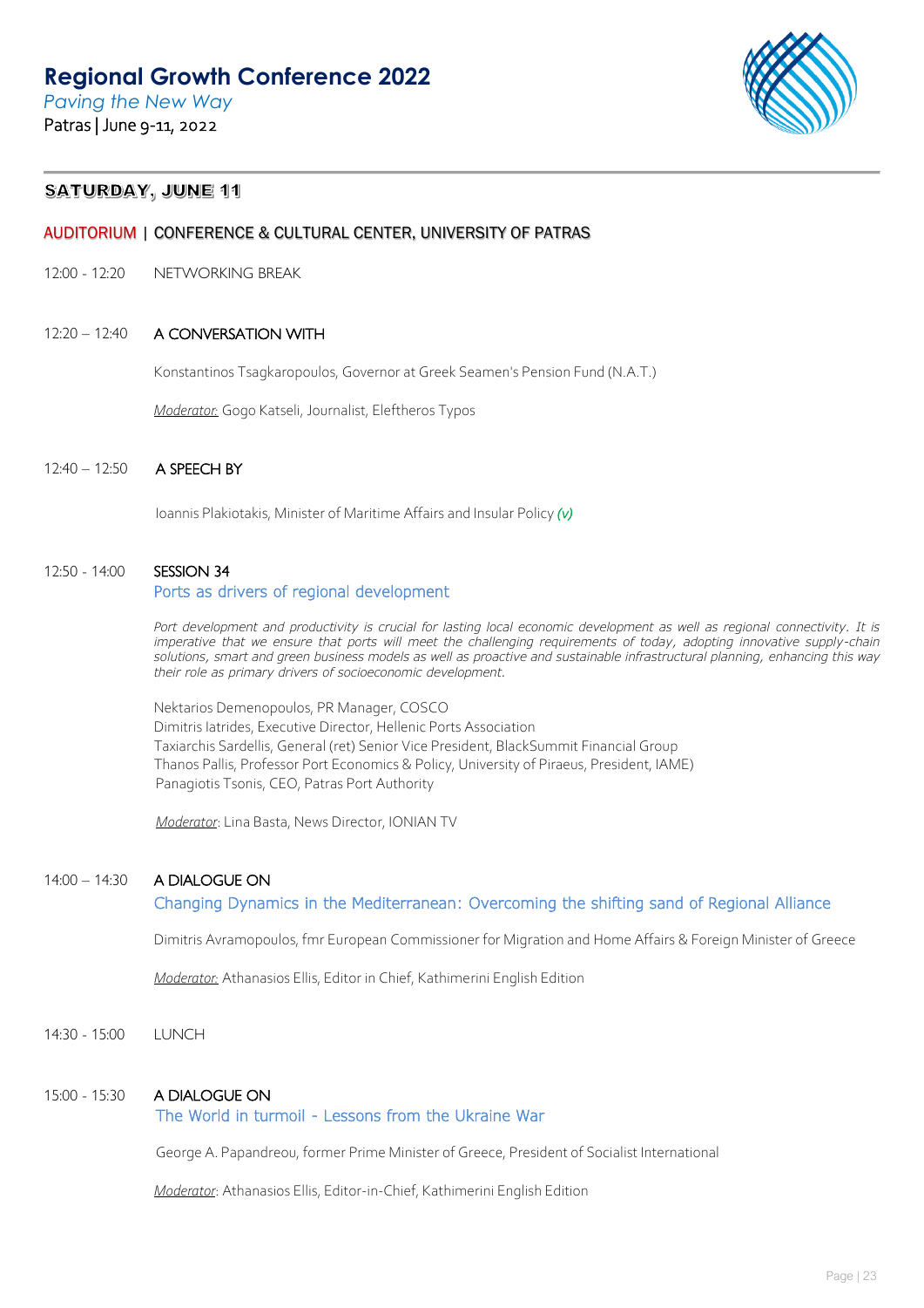# Regional Growth Conference 2022

*Paving the New Way*

Patras | June 9-11, 2022

## SATURDAY, JUNE 11

### AUDITORIUM | CONFERENCE & CULTURAL CENTER, UNIVERSITY OF PATRAS

12:00 - 12:20 NETWORKING BREAK

12:20 – 12:40 **A CONVERSATION WITH**

Konstantinos Tsagkaropoulos, Governor at Greek Seamen's Pension Fund (N.A.T.)

*Moderator:* Gogo Katseli, Journalist, Eleftheros Typos

12:40 – 12:50 **A SPEECH BY**

Ioannis Plakiotakis, Minister of Maritime Affairs and Insular Policy *(v)*

12:50 - 14:00 **SESSION 34**

**Ports as drivers of regional development**

*Port development and productivity is crucial for lasting local economic development as well as regional connectivity. It is imperative that we ensure that ports will meet the challenging requirements of today, adopting innovative supply-chain solutions, smart and green business models as well as proactive and sustainable infrastructural planning, enhancing this way their role as primary drivers of socioeconomic development.*

Nektarios Demenopoulos, PR Manager, COSCO
Dimitris Iatrides, Executive Director, Hellenic Ports Association
Taxiarchis Sardellis, General (ret) Senior Vice President, BlackSummit Financial Group
Thanos Pallis, Professor Port Economics & Policy, University of Piraeus, President, IAME)
Panagiotis Tsonis, CEO, Patras Port Authority

*Moderator*: Lina Basta, News Director, IONIAN TV

14:00 – 14:30 **A DIALOGUE ON**

**Changing Dynamics in the Mediterranean: Overcoming the shifting sand of Regional Alliance**

Dimitris Avramopoulos, fmr European Commissioner for Migration and Home Affairs & Foreign Minister of Greece

*Moderator:* Athanasios Ellis, Editor in Chief, Kathimerini English Edition

14:30 - 15:00 LUNCH

15:00 - 15:30 **A DIALOGUE ON**

**The World in turmoil - Lessons from the Ukraine War**

George A. Papandreou, former Prime Minister of Greece, President of Socialist International

*Moderator*: Athanasios Ellis, Editor-in-Chief, Kathimerini English Edition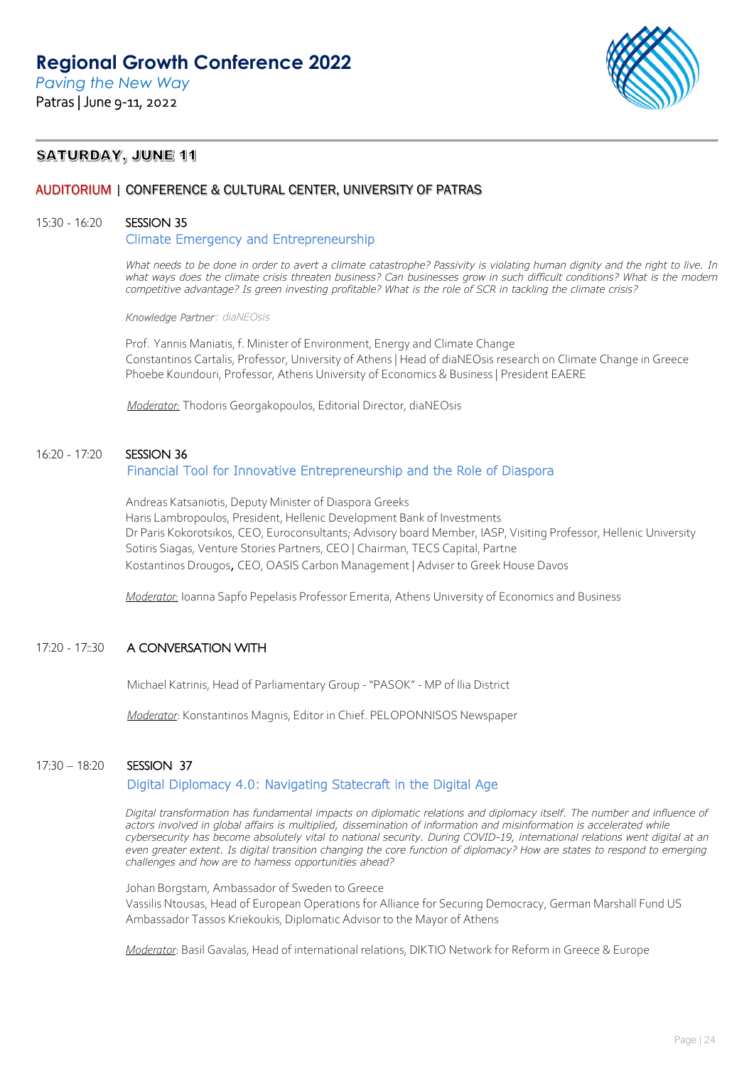# Regional Growth Conference 2022

*Paving the New Way*

Patras | June 9-11, 2022

## SATURDAY, JUNE 11

### AUDITORIUM | CONFERENCE & CULTURAL CENTER, UNIVERSITY OF PATRAS

**15:30 - 16:20 SESSION 35**

**Climate Emergency and Entrepreneurship**

*What needs to be done in order to avert a climate catastrophe? Passivity is violating human dignity and the right to live. In what ways does the climate crisis threaten business? Can businesses grow in such difficult conditions? What is the modern competitive advantage? Is green investing profitable? What is the role of SCR in tackling the climate crisis?*

*Knowledge Partner: diaNEOsis*

Prof. Yannis Maniatis, f. Minister of Environment, Energy and Climate Change
Constantinos Cartalis, Professor, University of Athens | Head of diaNEOsis research on Climate Change in Greece
Phoebe Koundouri, Professor, Athens University of Economics & Business | President EAERE

*Moderator:* Thodoris Georgakopoulos, Editorial Director, diaNEOsis

**16:20 - 17:20 SESSION 36**

**Financial Tool for Innovative Entrepreneurship and the Role of Diaspora**

Andreas Katsaniotis, Deputy Minister of Diaspora Greeks
Haris Lambropoulos, President, Hellenic Development Bank of Investments
Dr Paris Kokorotsikos, CEO, Euroconsultants; Advisory board Member, IASP, Visiting Professor, Hellenic University
Sotiris Siagas, Venture Stories Partners, CEO | Chairman, TECS Capital, Partne
Kostantinos Drougos, CEO, OASIS Carbon Management | Adviser to Greek House Davos

*Moderator:* Ioanna Sapfo Pepelasis Professor Emerita, Athens University of Economics and Business

**17:20 - 17::30 A CONVERSATION WITH**

Michael Katrinis, Head of Parliamentary Group - "PASOK" - MP of Ilia District

*Moderator*: Konstantinos Magnis, Editor in Chief. PELOPONNISOS Newspaper

**17:30 – 18:20 SESSION 37**

**Digital Diplomacy 4.0: Navigating Statecraft in the Digital Age**

*Digital transformation has fundamental impacts on diplomatic relations and diplomacy itself. The number and influence of actors involved in global affairs is multiplied, dissemination of information and misinformation is accelerated while cybersecurity has become absolutely vital to national security. During COVID-19, international relations went digital at an even greater extent. Is digital transition changing the core function of diplomacy? How are states to respond to emerging challenges and how are to harness opportunities ahead?*

Johan Borgstam, Ambassador of Sweden to Greece
Vassilis Ntousas, Head of European Operations for Alliance for Securing Democracy, German Marshall Fund US
Ambassador Tassos Kriekoukis, Diplomatic Advisor to the Mayor of Athens

*Moderator*: Basil Gavalas, Head of international relations, DIKTIO Network for Reform in Greece & Europe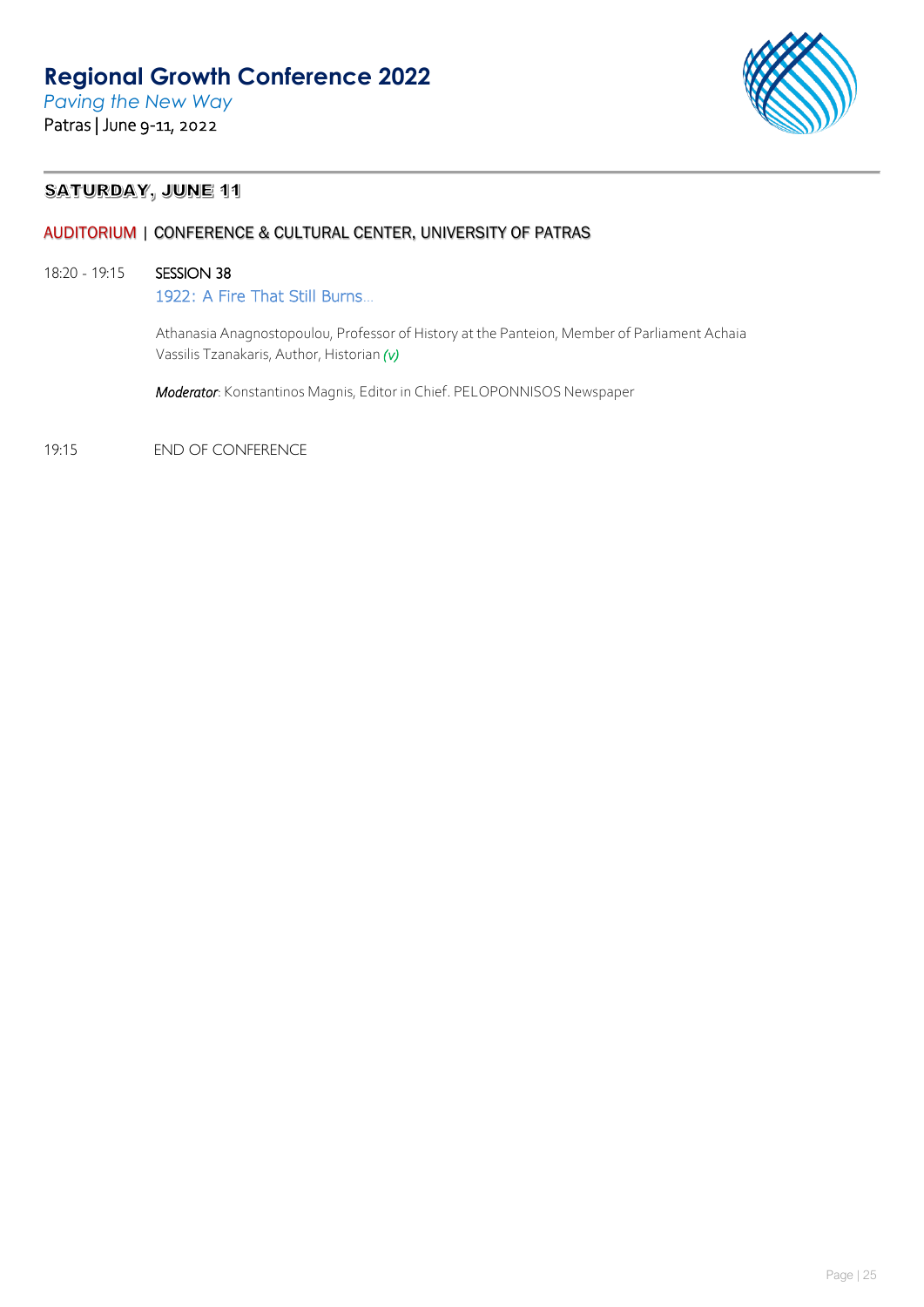## SATURDAY, JUNE 11

AUDITORIUM | CONFERENCE & CULTURAL CENTER, UNIVERSITY OF PATRAS

18:20 - 19:15 **SESSION 38**

1922: A Fire That Still Burns…

Athanasia Anagnostopoulou, Professor of History at the Panteion, Member of Parliament Achaia
Vassilis Tzanakaris, Author, Historian *(v)*

***Moderator***: Konstantinos Magnis, Editor in Chief. PELOPONNISOS Newspaper

19:15 END OF CONFERENCE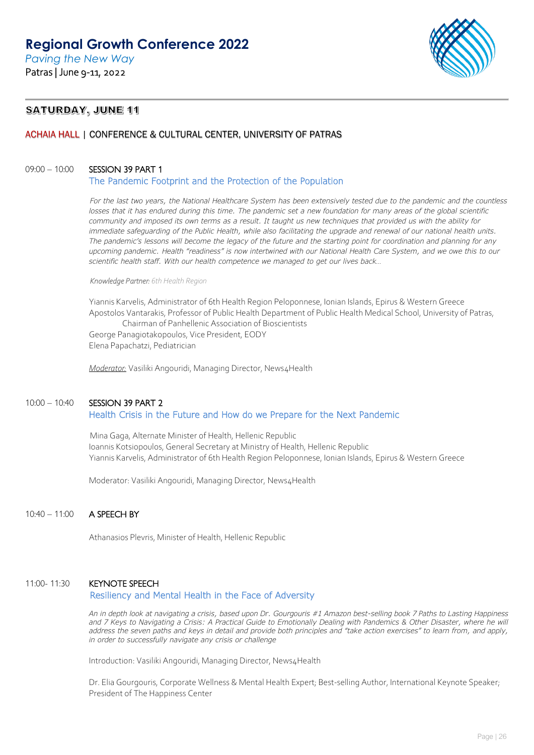# Regional Growth Conference 2022

*Paving the New Way*

Patras | June 9-11, 2022

## SATURDAY, JUNE 11

### ACHAIA HALL | CONFERENCE & CULTURAL CENTER, UNIVERSITY OF PATRAS

09:00 – 10:00 **SESSION 39 PART 1**

**The Pandemic Footprint and the Protection of the Population**

*For the last two years, the National Healthcare System has been extensively tested due to the pandemic and the countless losses that it has endured during this time. The pandemic set a new foundation for many areas of the global scientific community and imposed its own terms as a result. It taught us new techniques that provided us with the ability for immediate safeguarding of the Public Health, while also facilitating the upgrade and renewal of our national health units. The pandemic's lessons will become the legacy of the future and the starting point for coordination and planning for any upcoming pandemic. Health "readiness" is now intertwined with our National Health Care System, and we owe this to our scientific health staff. With our health competence we managed to get our lives back…*

*Knowledge Partner: 6th Health Region*

Yiannis Karvelis, Administrator of 6th Health Region Peloponnese, Ionian Islands, Epirus & Western Greece
Apostolos Vantarakis, Professor of Public Health Department of Public Health Medical School, University of Patras, Chairman of Panhellenic Association of Bioscientists
George Panagiotakopoulos, Vice President, EODY
Elena Papachatzi, Pediatrician

Moderator: Vasiliki Angouridi, Managing Director, News4Health

10:00 – 10:40 **SESSION 39 PART 2**

**Health Crisis in the Future and How do we Prepare for the Next Pandemic**

Mina Gaga, Alternate Minister of Health, Hellenic Republic
Ioannis Kotsiopoulos, General Secretary at Ministry of Health, Hellenic Republic
Yiannis Karvelis, Administrator of 6th Health Region Peloponnese, Ionian Islands, Epirus & Western Greece

Moderator: Vasiliki Angouridi, Managing Director, News4Health

10:40 – 11:00 **A SPEECH BY**

Athanasios Plevris, Minister of Health, Hellenic Republic

11:00- 11:30 **KEYNOTE SPEECH**

**Resiliency and Mental Health in the Face of Adversity**

*An in depth look at navigating a crisis, based upon Dr. Gourgouris #1 Amazon best-selling book 7 Paths to Lasting Happiness and 7 Keys to Navigating a Crisis: A Practical Guide to Emotionally Dealing with Pandemics & Other Disaster, where he will address the seven paths and keys in detail and provide both principles and "take action exercises" to learn from, and apply, in order to successfully navigate any crisis or challenge*

Introduction: Vasiliki Angouridi, Managing Director, News4Health

Dr. Elia Gourgouris, Corporate Wellness & Mental Health Expert; Best-selling Author, International Keynote Speaker; President of The Happiness Center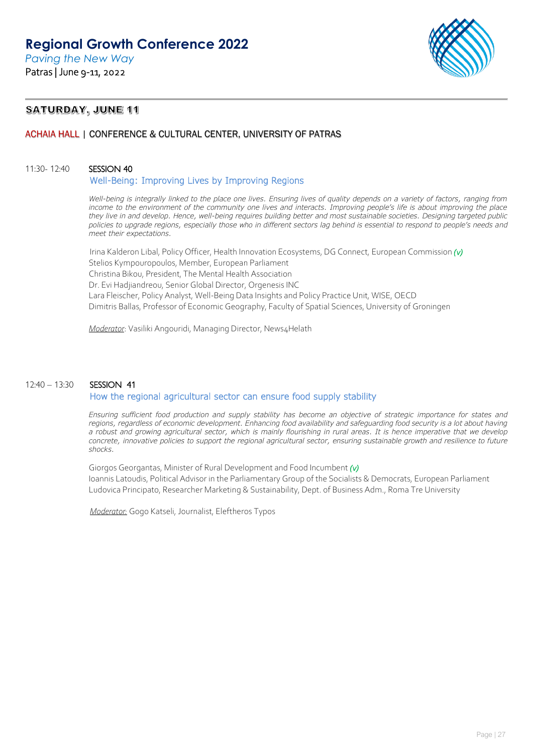# Regional Growth Conference 2022

*Paving the New Way*

Patras | June 9-11, 2022

## SATURDAY, JUNE 11

### ACHAIA HALL | CONFERENCE & CULTURAL CENTER, UNIVERSITY OF PATRAS

11:30- 12:40 **SESSION 40**

**Well-Being: Improving Lives by Improving Regions**

*Well-being is integrally linked to the place one lives. Ensuring lives of quality depends on a variety of factors, ranging from income to the environment of the community one lives and interacts. Improving people's life is about improving the place they live in and develop. Hence, well-being requires building better and most sustainable societies. Designing targeted public policies to upgrade regions, especially those who in different sectors lag behind is essential to respond to people's needs and meet their expectations.*

Irina Kalderon Libal, Policy Officer, Health Innovation Ecosystems, DG Connect, European Commission *(v)*
Stelios Kympouropoulos, Member, European Parliament
Christina Bikou, President, The Mental Health Association
Dr. Evi Hadjiandreou, Senior Global Director, Orgenesis INC
Lara Fleischer, Policy Analyst, Well-Being Data Insights and Policy Practice Unit, WISE, OECD
Dimitris Ballas, Professor of Economic Geography, Faculty of Spatial Sciences, University of Groningen

*Moderator*: Vasiliki Angouridi, Managing Director, News4Helath

12:40 – 13:30 **SESSION 41**

**How the regional agricultural sector can ensure food supply stability**

*Ensuring sufficient food production and supply stability has become an objective of strategic importance for states and regions, regardless of economic development. Enhancing food availability and safeguarding food security is a lot about having a robust and growing agricultural sector, which is mainly flourishing in rural areas. It is hence imperative that we develop concrete, innovative policies to support the regional agricultural sector, ensuring sustainable growth and resilience to future shocks.*

Giorgos Georgantas, Minister of Rural Development and Food Incumbent *(v)*
Ioannis Latoudis, Political Advisor in the Parliamentary Group of the Socialists & Democrats, European Parliament
Ludovica Principato, Researcher Marketing & Sustainability, Dept. of Business Adm., Roma Tre University

*Moderator:* Gogo Katseli, Journalist, Eleftheros Typos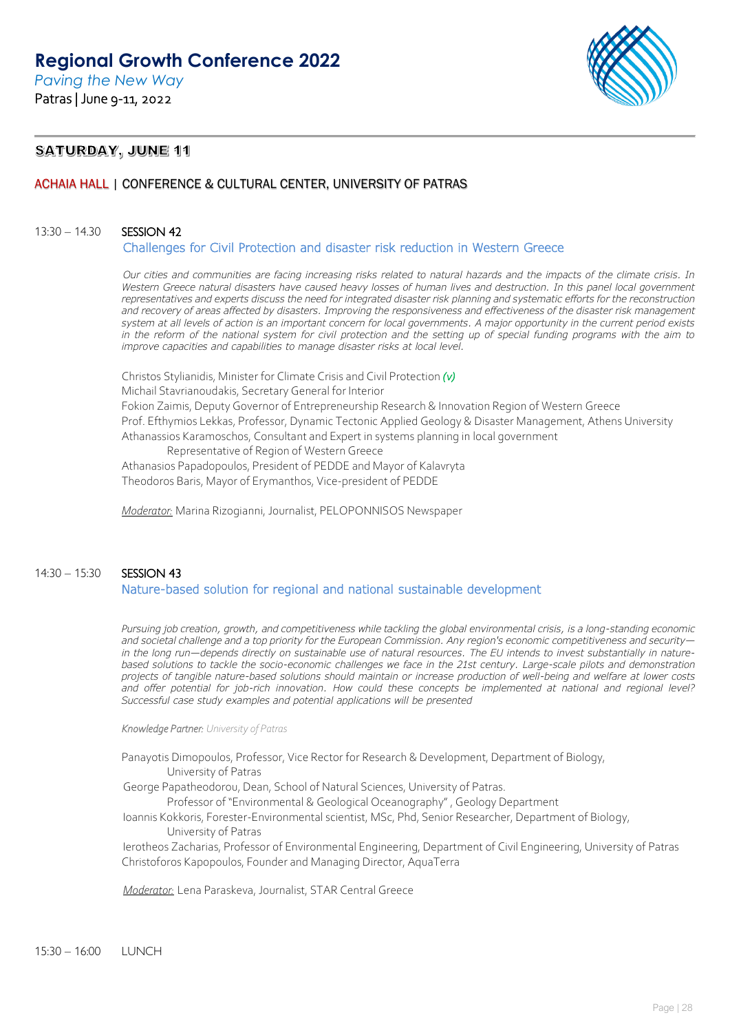## SATURDAY, JUNE 11

ACHAIA HALL | CONFERENCE & CULTURAL CENTER, UNIVERSITY OF PATRAS

13:30 – 14.30 **SESSION 42**

### Challenges for Civil Protection and disaster risk reduction in Western Greece

*Our cities and communities are facing increasing risks related to natural hazards and the impacts of the climate crisis. In Western Greece natural disasters have caused heavy losses of human lives and destruction. In this panel local government representatives and experts discuss the need for integrated disaster risk planning and systematic efforts for the reconstruction and recovery of areas affected by disasters. Improving the responsiveness and effectiveness of the disaster risk management system at all levels of action is an important concern for local governments. A major opportunity in the current period exists in the reform of the national system for civil protection and the setting up of special funding programs with the aim to improve capacities and capabilities to manage disaster risks at local level.*

Christos Stylianidis, Minister for Climate Crisis and Civil Protection *(v)*
Michail Stavrianoudakis, Secretary General for Interior
Fokion Zaimis, Deputy Governor of Entrepreneurship Research & Innovation Region of Western Greece
Prof. Efthymios Lekkas, Professor, Dynamic Tectonic Applied Geology & Disaster Management, Athens University
Athanassios Karamoschos, Consultant and Expert in systems planning in local government
Representative of Region of Western Greece
Athanasios Papadopoulos, President of PEDDE and Mayor of Kalavryta
Theodoros Baris, Mayor of Erymanthos, Vice-president of PEDDE

*Moderator:* Marina Rizogianni, Journalist, PELOPONNISOS Newspaper

14:30 – 15:30 **SESSION 43**

### Nature-based solution for regional and national sustainable development

*Pursuing job creation, growth, and competitiveness while tackling the global environmental crisis, is a long-standing economic and societal challenge and a top priority for the European Commission. Any region's economic competitiveness and security—in the long run—depends directly on sustainable use of natural resources. The EU intends to invest substantially in nature-based solutions to tackle the socio-economic challenges we face in the 21st century. Large-scale pilots and demonstration projects of tangible nature-based solutions should maintain or increase production of well-being and welfare at lower costs and offer potential for job-rich innovation. How could these concepts be implemented at national and regional level? Successful case study examples and potential applications will be presented*

***Knowledge Partner:*** *University of Patras*

Panayotis Dimopoulos, Professor, Vice Rector for Research & Development, Department of Biology, University of Patras
George Papatheodorou, Dean, School of Natural Sciences, University of Patras.
Professor of "Environmental & Geological Oceanography" , Geology Department
Ioannis Kokkoris, Forester-Environmental scientist, MSc, Phd, Senior Researcher, Department of Biology, University of Patras
Ierotheos Zacharias, Professor of Environmental Engineering, Department of Civil Engineering, University of Patras
Christoforos Kapopoulos, Founder and Managing Director, AquaTerra

*Moderator:* Lena Paraskeva, Journalist, STAR Central Greece

15:30 – 16:00 LUNCH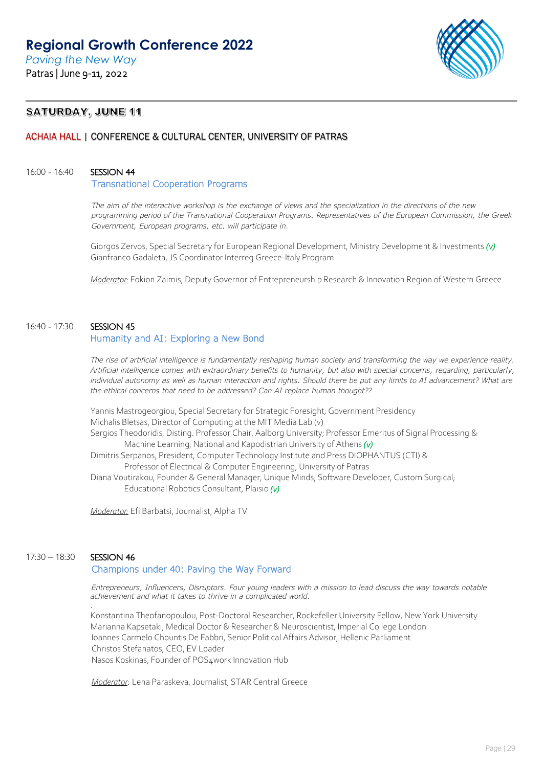# Regional Growth Conference 2022

*Paving the New Way*

Patras | June 9-11, 2022

## SATURDAY, JUNE 11

### ACHAIA HALL | CONFERENCE & CULTURAL CENTER, UNIVERSITY OF PATRAS

**16:00 - 16:40** **SESSION 44**

**Transnational Cooperation Programs**

*The aim of the interactive workshop is the exchange of views and the specialization in the directions of the new programming period of the Transnational Cooperation Programs. Representatives of the European Commission, the Greek Government, European programs, etc. will participate in.*

Giorgos Zervos, Special Secretary for European Regional Development, Ministry Development & Investments *(v)*
Gianfranco Gadaleta, JS Coordinator Interreg Greece-Italy Program

*Moderator:* Fokion Zaimis, Deputy Governor of Entrepreneurship Research & Innovation Region of Western Greece

**16:40 - 17:30** **SESSION 45**

**Humanity and AI: Exploring a New Bond**

*The rise of artificial intelligence is fundamentally reshaping human society and transforming the way we experience reality. Artificial intelligence comes with extraordinary benefits to humanity, but also with special concerns, regarding, particularly, individual autonomy as well as human interaction and rights. Should there be put any limits to AI advancement? What are the ethical concerns that need to be addressed? Can AI replace human thought??*

Yannis Mastrogeorgiou, Special Secretary for Strategic Foresight, Government Presidency
Michalis Bletsas, Director of Computing at the MIT Media Lab (v)
Sergios Theodoridis, Disting. Professor Chair, Aalborg University; Professor Emeritus of Signal Processing & Machine Learning, National and Kapodistrian University of Athens *(v)*
Dimitris Serpanos, President, Computer Technology Institute and Press DIOPHANTUS (CTI) & Professor of Electrical & Computer Engineering, University of Patras
Diana Voutirakou, Founder & General Manager, Unique Minds; Software Developer, Custom Surgical; Educational Robotics Consultant, Plaisio *(v)*

*Moderator:* Efi Barbatsi, Journalist, Alpha TV

**17:30 – 18:30** **SESSION 46**

**Champions under 40: Paving the Way Forward**

*Entrepreneurs, Influencers, Disruptors. Four young leaders with a mission to lead discuss the way towards notable achievement and what it takes to thrive in a complicated world.*

Konstantina Theofanopoulou, Post-Doctoral Researcher, Rockefeller University Fellow, New York University
Marianna Kapsetaki, Medical Doctor & Researcher & Neuroscientist, Imperial College London
Ioannes Carmelo Chountis De Fabbri, Senior Political Affairs Advisor, Hellenic Parliament
Christos Stefanatos, CEO, EV Loader
Nasos Koskinas, Founder of POS4work Innovation Hub

*Moderator*: Lena Paraskeva, Journalist, STAR Central Greece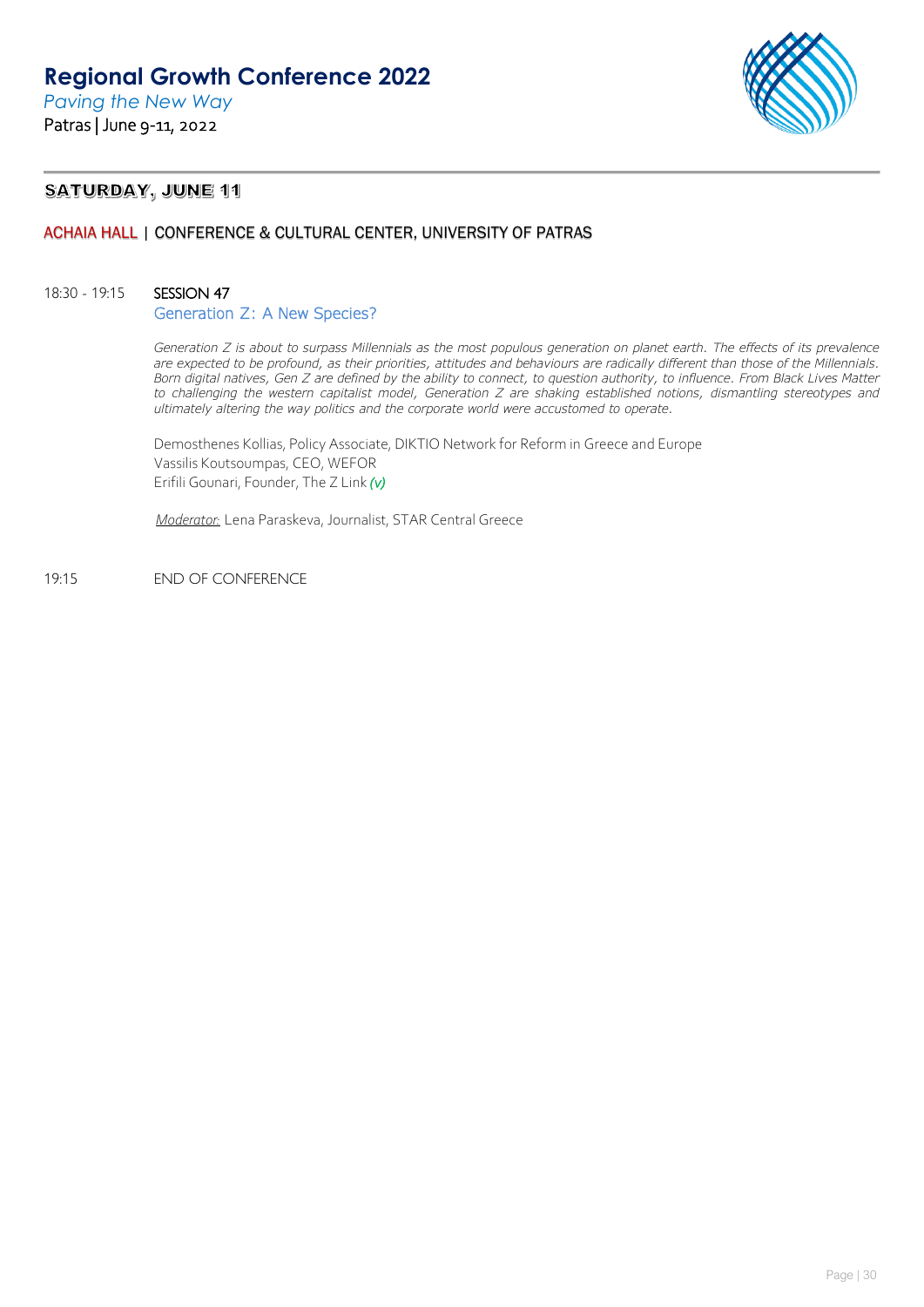## SATURDAY, JUNE 11

ACHAIA HALL | CONFERENCE & CULTURAL CENTER, UNIVERSITY OF PATRAS

18:30 - 19:15 **SESSION 47**

**Generation Z: A New Species?**

*Generation Z is about to surpass Millennials as the most populous generation on planet earth. The effects of its prevalence are expected to be profound, as their priorities, attitudes and behaviours are radically different than those of the Millennials. Born digital natives, Gen Z are defined by the ability to connect, to question authority, to influence. From Black Lives Matter to challenging the western capitalist model, Generation Z are shaking established notions, dismantling stereotypes and ultimately altering the way politics and the corporate world were accustomed to operate.*

Demosthenes Kollias, Policy Associate, DIKTIO Network for Reform in Greece and Europe
Vassilis Koutsoumpas, CEO, WEFOR
Erifili Gounari, Founder, The Z Link *(v)*

*Moderator:* Lena Paraskeva, Journalist, STAR Central Greece

19:15 END OF CONFERENCE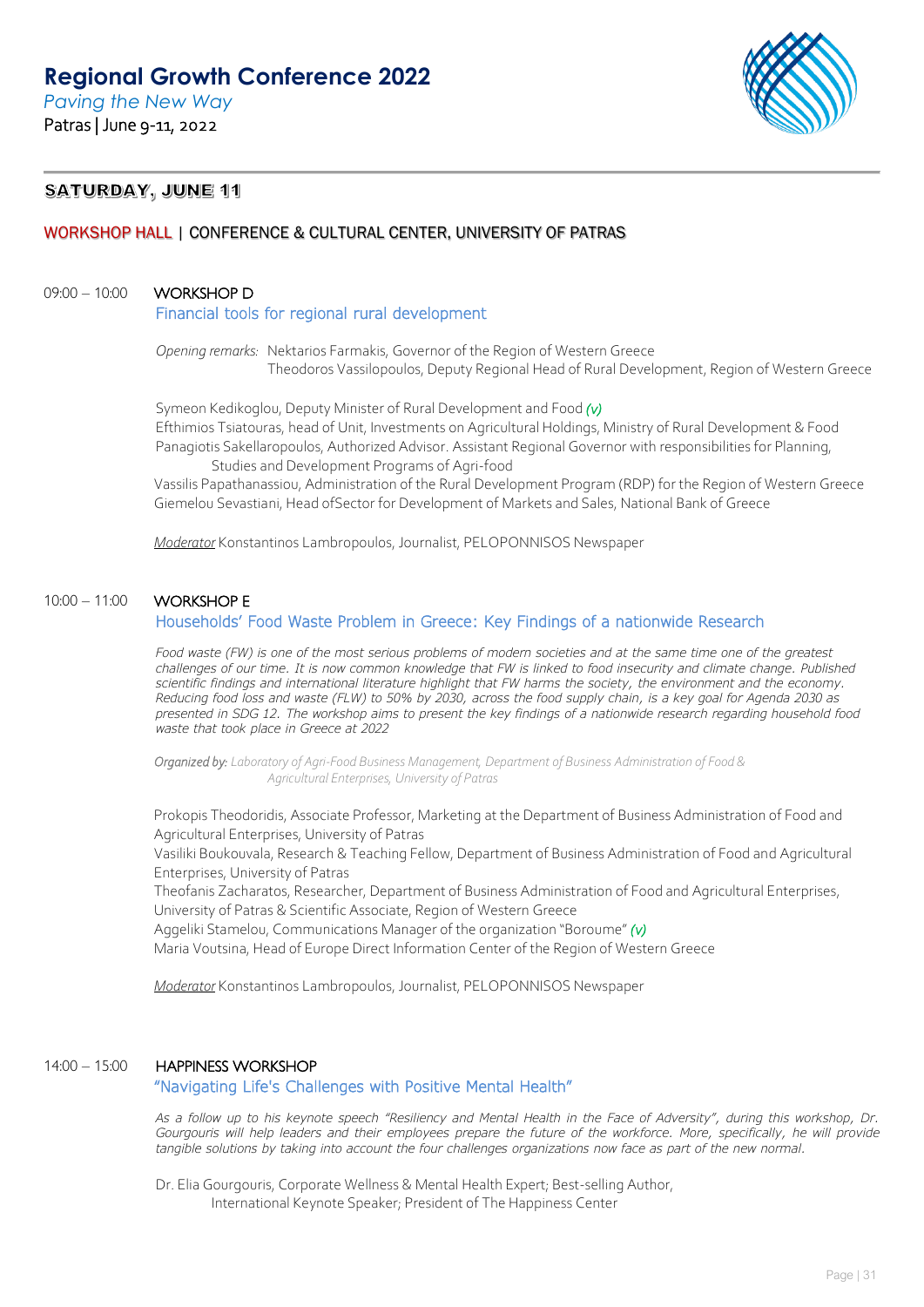# Regional Growth Conference 2022

*Paving the New Way*

Patras | June 9-11, 2022

## SATURDAY, JUNE 11

### WORKSHOP HALL | CONFERENCE & CULTURAL CENTER, UNIVERSITY OF PATRAS

**09:00 – 10:00 WORKSHOP D**

**Financial tools for regional rural development**

*Opening remarks:* Nektarios Farmakis, Governor of the Region of Western Greece
Theodoros Vassilopoulos, Deputy Regional Head of Rural Development, Region of Western Greece

Symeon Kedikoglou, Deputy Minister of Rural Development and Food *(v)*
Efthimios Tsiatouras, head of Unit, Investments on Agricultural Holdings, Ministry of Rural Development & Food
Panagiotis Sakellaropoulos, Authorized Advisor. Assistant Regional Governor with responsibilities for Planning, Studies and Development Programs of Agri-food
Vassilis Papathanassiou, Administration of the Rural Development Program (RDP) for the Region of Western Greece
Giemelou Sevastiani, Head ofSector for Development of Markets and Sales, National Bank of Greece

*Moderator* Konstantinos Lambropoulos, Journalist, PELOPONNISOS Newspaper

**10:00 – 11:00 WORKSHOP E**

**Households' Food Waste Problem in Greece: Key Findings of a nationwide Research**

*Food waste (FW) is one of the most serious problems of modern societies and at the same time one of the greatest challenges of our time. It is now common knowledge that FW is linked to food insecurity and climate change. Published scientific findings and international literature highlight that FW harms the society, the environment and the economy. Reducing food loss and waste (FLW) to 50% by 2030, across the food supply chain, is a key goal for Agenda 2030 as presented in SDG 12. The workshop aims to present the key findings of a nationwide research regarding household food waste that took place in Greece at 2022*

***Organized by:*** *Laboratory of Agri-Food Business Management, Department of Business Administration of Food & Agricultural Enterprises, University of Patras*

Prokopis Theodoridis, Associate Professor, Marketing at the Department of Business Administration of Food and Agricultural Enterprises, University of Patras
Vasiliki Boukouvala, Research & Teaching Fellow, Department of Business Administration of Food and Agricultural Enterprises, University of Patras
Theofanis Zacharatos, Researcher, Department of Business Administration of Food and Agricultural Enterprises, University of Patras & Scientific Associate, Region of Western Greece
Aggeliki Stamelou, Communications Manager of the organization "Boroume" *(v)*
Maria Voutsina, Head of Europe Direct Information Center of the Region of Western Greece

*Moderator* Konstantinos Lambropoulos, Journalist, PELOPONNISOS Newspaper

**14:00 – 15:00 HAPPINESS WORKSHOP**

**"Navigating Life's Challenges with Positive Mental Health"**

*As a follow up to his keynote speech "Resiliency and Mental Health in the Face of Adversity", during this workshop, Dr. Gourgouris will help leaders and their employees prepare the future of the workforce. More, specifically, he will provide tangible solutions by taking into account the four challenges organizations now face as part of the new normal.*

Dr. Elia Gourgouris, Corporate Wellness & Mental Health Expert; Best-selling Author, International Keynote Speaker; President of The Happiness Center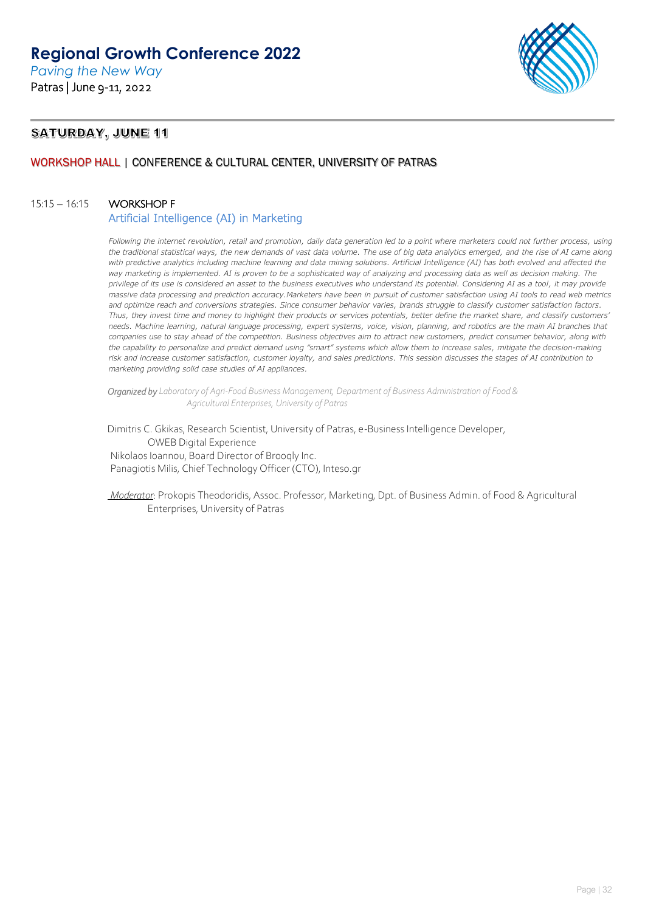# Regional Growth Conference 2022

*Paving the New Way*

Patras | June 9-11, 2022

## SATURDAY, JUNE 11

### WORKSHOP HALL | CONFERENCE & CULTURAL CENTER, UNIVERSITY OF PATRAS

15:15 – 16:15 **WORKSHOP F**

**Artificial Intelligence (AI) in Marketing**

*Following the internet revolution, retail and promotion, daily data generation led to a point where marketers could not further process, using the traditional statistical ways, the new demands of vast data volume. The use of big data analytics emerged, and the rise of AI came along with predictive analytics including machine learning and data mining solutions. Artificial Intelligence (AI) has both evolved and affected the way marketing is implemented. AI is proven to be a sophisticated way of analyzing and processing data as well as decision making. The privilege of its use is considered an asset to the business executives who understand its potential. Considering AI as a tool, it may provide massive data processing and prediction accuracy.Marketers have been in pursuit of customer satisfaction using AI tools to read web metrics and optimize reach and conversions strategies. Since consumer behavior varies, brands struggle to classify customer satisfaction factors. Thus, they invest time and money to highlight their products or services potentials, better define the market share, and classify customers' needs. Machine learning, natural language processing, expert systems, voice, vision, planning, and robotics are the main AI branches that companies use to stay ahead of the competition. Business objectives aim to attract new customers, predict consumer behavior, along with the capability to personalize and predict demand using "smart" systems which allow them to increase sales, mitigate the decision-making risk and increase customer satisfaction, customer loyalty, and sales predictions. This session discusses the stages of AI contribution to marketing providing solid case studies of AI appliances.*

***Organized by*** *Laboratory of Agri-Food Business Management, Department of Business Administration of Food & Agricultural Enterprises, University of Patras*

Dimitris C. Gkikas, Research Scientist, University of Patras, e-Business Intelligence Developer, OWEB Digital Experience

Nikolaos Ioannou, Board Director of Brooqly Inc.

Panagiotis Milis, Chief Technology Officer (CTO), Inteso.gr

*Moderator*: Prokopis Theodoridis, Assoc. Professor, Marketing, Dpt. of Business Admin. of Food & Agricultural Enterprises, University of Patras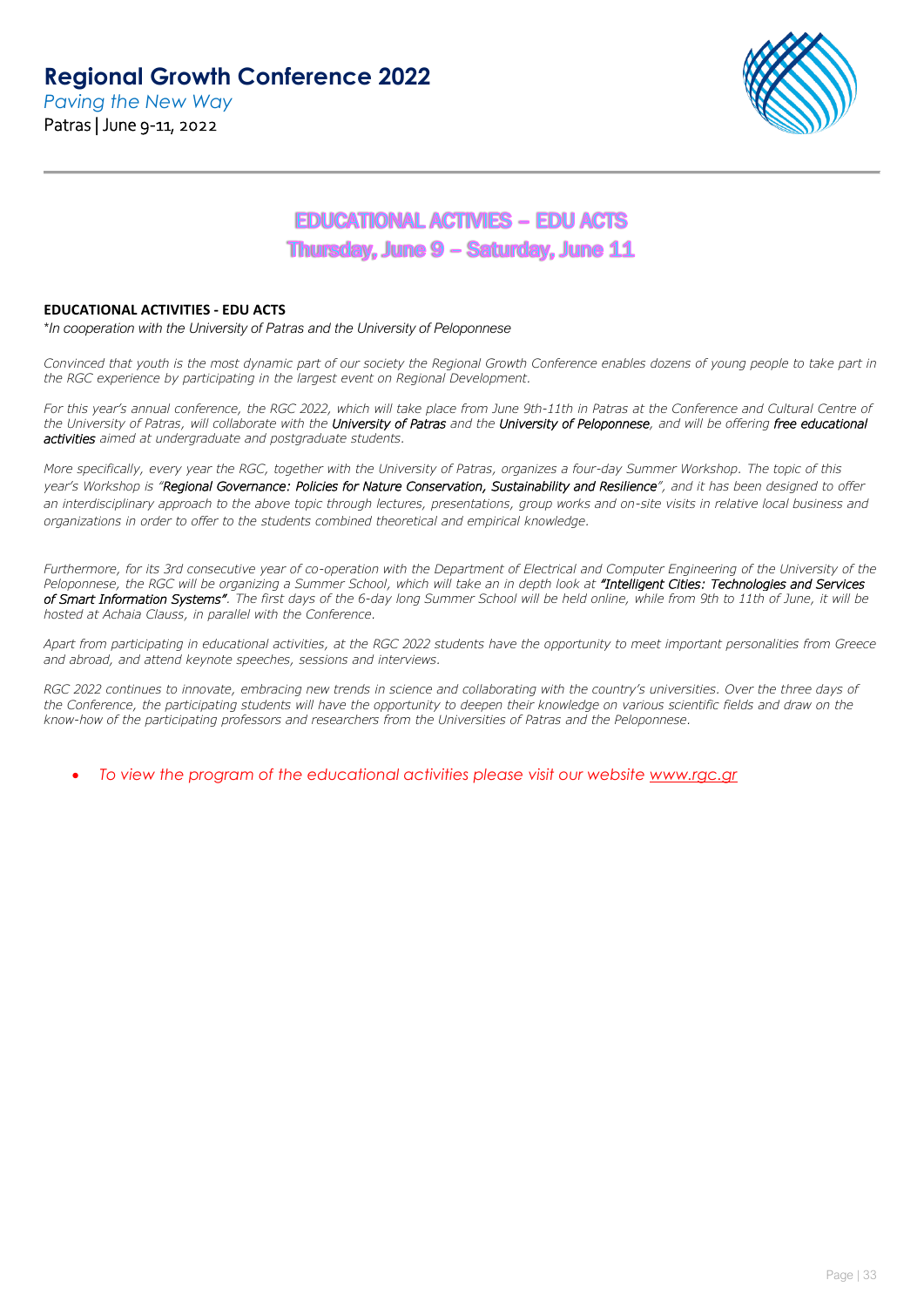## EDUCATIONAL ACTIVIES – EDU ACTS
## Thursday, June 9 – Saturday, June 11

**EDUCATIONAL ACTIVITIES - EDU ACTS**

*\*In cooperation with the University of Patras and the University of Peloponnese*

*Convinced that youth is the most dynamic part of our society the Regional Growth Conference enables dozens of young people to take part in the RGC experience by participating in the largest event on Regional Development.*

*For this year's annual conference, the RGC 2022, which will take place from June 9th-11th in Patras at the Conference and Cultural Centre of the University of Patras, will collaborate with the **University of Patras** and the **University of Peloponnese**, and will be offering **free educational activities** aimed at undergraduate and postgraduate students.*

*More specifically, every year the RGC, together with the University of Patras, organizes a four-day Summer Workshop. The topic of this year's Workshop is "**Regional Governance: Policies for Nature Conservation, Sustainability and Resilience**", and it has been designed to offer an interdisciplinary approach to the above topic through lectures, presentations, group works and on-site visits in relative local business and organizations in order to offer to the students combined theoretical and empirical knowledge.*

*Furthermore, for its 3rd consecutive year of co-operation with the Department of Electrical and Computer Engineering of the University of the Peloponnese, the RGC will be organizing a Summer School, which will take an in depth look at **"Intelligent Cities: Technologies and Services of Smart Information Systems"**. The first days of the 6-day long Summer School will be held online, while from 9th to 11th of June, it will be hosted at Achaia Clauss, in parallel with the Conference.*

*Apart from participating in educational activities, at the RGC 2022 students have the opportunity to meet important personalities from Greece and abroad, and attend keynote speeches, sessions and interviews.*

*RGC 2022 continues to innovate, embracing new trends in science and collaborating with the country's universities. Over the three days of the Conference, the participating students will have the opportunity to deepen their knowledge on various scientific fields and draw on the know-how of the participating professors and researchers from the Universities of Patras and the Peloponnese.*

- *To view the program of the educational activities please visit our website www.rgc.gr*